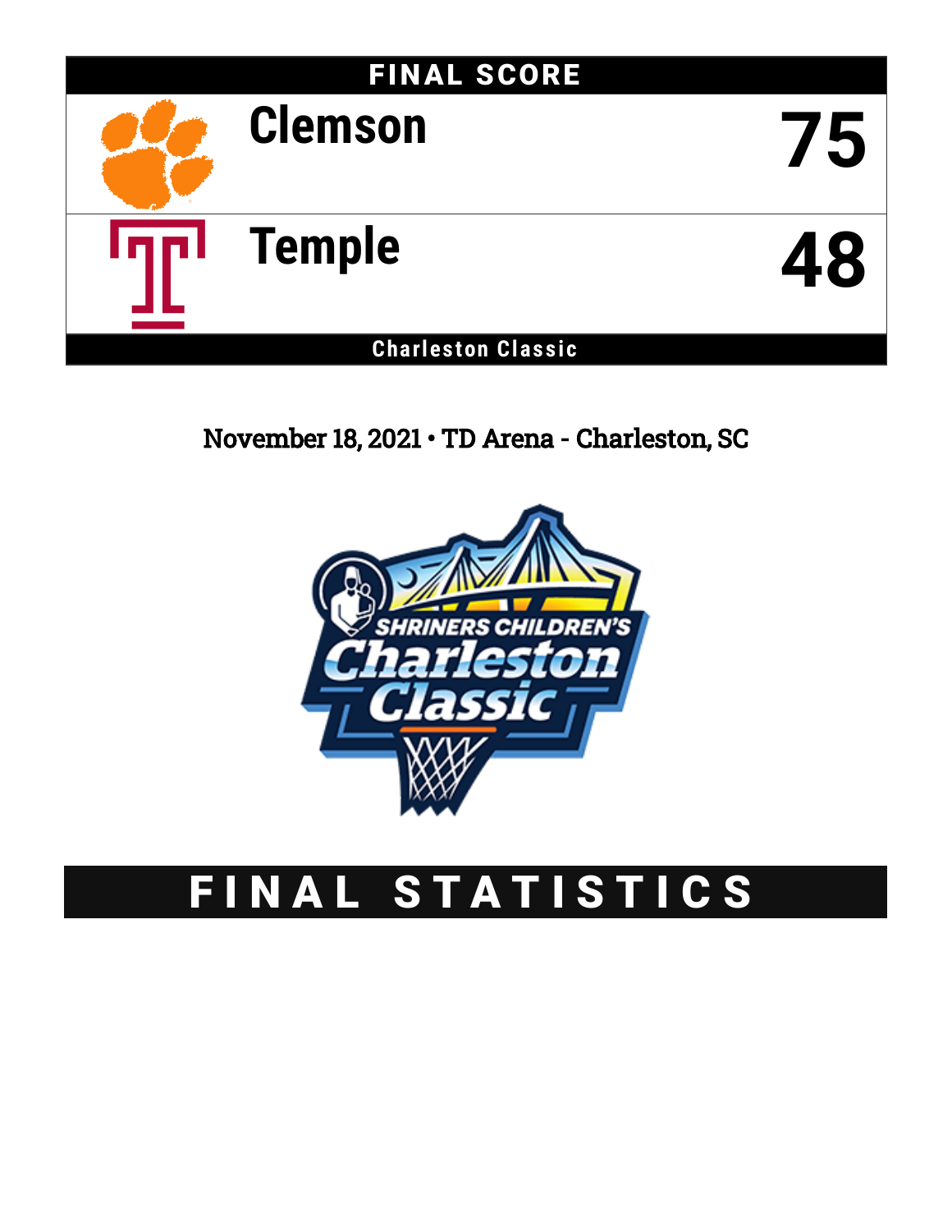## FINAL SCORE

| Team | Score |
|---|---|
| Clemson | 75 |
| Temple | 48 |

**Charleston Classic**

November 18, 2021 • TD Arena - Charleston, SC

# FINAL STATISTICS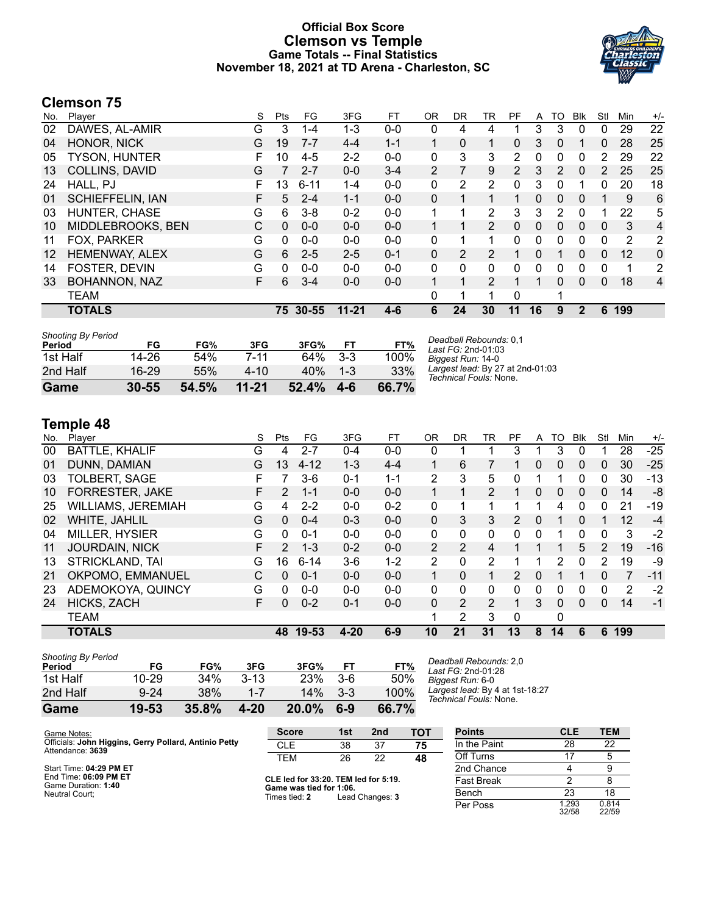# Official Box Score
# Clemson vs Temple
## Game Totals -- Final Statistics
## November 18, 2021 at TD Arena - Charleston, SC

## Clemson 75

| No. | Player | S | Pts | FG | 3FG | FT | OR | DR | TR | PF | A | TO | Blk | Stl | Min | +/- |
|---|---|---|---|---|---|---|---|---|---|---|---|---|---|---|---|---|
| 02 | DAWES, AL-AMIR | G | 3 | 1-4 | 1-3 | 0-0 | 0 | 4 | 4 | 1 | 3 | 3 | 0 | 0 | 29 | 22 |
| 04 | HONOR, NICK | G | 19 | 7-7 | 4-4 | 1-1 | 1 | 0 | 1 | 0 | 3 | 0 | 1 | 0 | 28 | 25 |
| 05 | TYSON, HUNTER | F | 10 | 4-5 | 2-2 | 0-0 | 0 | 3 | 3 | 2 | 0 | 0 | 0 | 2 | 29 | 22 |
| 13 | COLLINS, DAVID | G | 7 | 2-7 | 0-0 | 3-4 | 2 | 7 | 9 | 2 | 3 | 2 | 0 | 2 | 25 | 25 |
| 24 | HALL, PJ | F | 13 | 6-11 | 1-4 | 0-0 | 0 | 2 | 2 | 0 | 3 | 0 | 1 | 0 | 20 | 18 |
| 01 | SCHIEFFELIN, IAN | F | 5 | 2-4 | 1-1 | 0-0 | 0 | 1 | 1 | 1 | 0 | 0 | 0 | 1 | 9 | 6 |
| 03 | HUNTER, CHASE | G | 6 | 3-8 | 0-2 | 0-0 | 1 | 1 | 2 | 3 | 3 | 2 | 0 | 1 | 22 | 5 |
| 10 | MIDDLEBROOKS, BEN | C | 0 | 0-0 | 0-0 | 0-0 | 1 | 1 | 2 | 0 | 0 | 0 | 0 | 0 | 3 | 4 |
| 11 | FOX, PARKER | G | 0 | 0-0 | 0-0 | 0-0 | 0 | 1 | 1 | 0 | 0 | 0 | 0 | 0 | 2 | 2 |
| 12 | HEMENWAY, ALEX | G | 6 | 2-5 | 2-5 | 0-1 | 0 | 2 | 2 | 1 | 0 | 1 | 0 | 0 | 12 | 0 |
| 14 | FOSTER, DEVIN | G | 0 | 0-0 | 0-0 | 0-0 | 0 | 0 | 0 | 0 | 0 | 0 | 0 | 0 | 1 | 2 |
| 33 | BOHANNON, NAZ | F | 6 | 3-4 | 0-0 | 0-0 | 1 | 1 | 2 | 1 | 1 | 0 | 0 | 0 | 18 | 4 |
| | TEAM | | | | | | 0 | 1 | 1 | 0 | | 1 | | | | |
| | **TOTALS** | | **75** | **30-55** | **11-21** | **4-6** | **6** | **24** | **30** | **11** | **16** | **9** | **2** | **6** | **199** | |

| *Shooting By Period* Period | FG | FG% | 3FG | 3FG% | FT | FT% |
|---|---|---|---|---|---|---|
| 1st Half | 14-26 | 54% | 7-11 | 64% | 3-3 | 100% |
| 2nd Half | 16-29 | 55% | 4-10 | 40% | 1-3 | 33% |
| **Game** | **30-55** | **54.5%** | **11-21** | **52.4%** | **4-6** | **66.7%** |

*Deadball Rebounds:* 0,1
*Last FG:* 2nd-01:03
*Biggest Run:* 14-0
*Largest lead:* By 27 at 2nd-01:03
*Technical Fouls:* None.

## Temple 48

| No. | Player | S | Pts | FG | 3FG | FT | OR | DR | TR | PF | A | TO | Blk | Stl | Min | +/- |
|---|---|---|---|---|---|---|---|---|---|---|---|---|---|---|---|---|
| 00 | BATTLE, KHALIF | G | 4 | 2-7 | 0-4 | 0-0 | 0 | 1 | 1 | 3 | 1 | 3 | 0 | 1 | 28 | -25 |
| 01 | DUNN, DAMIAN | G | 13 | 4-12 | 1-3 | 4-4 | 1 | 6 | 7 | 1 | 0 | 0 | 0 | 0 | 30 | -25 |
| 03 | TOLBERT, SAGE | F | 7 | 3-6 | 0-1 | 1-1 | 2 | 3 | 5 | 0 | 1 | 1 | 0 | 0 | 30 | -13 |
| 10 | FORRESTER, JAKE | F | 2 | 1-1 | 0-0 | 0-0 | 1 | 1 | 2 | 1 | 0 | 0 | 0 | 0 | 14 | -8 |
| 25 | WILLIAMS, JEREMIAH | G | 4 | 2-2 | 0-0 | 0-2 | 0 | 1 | 1 | 1 | 1 | 4 | 0 | 0 | 21 | -19 |
| 02 | WHITE, JAHLIL | G | 0 | 0-4 | 0-3 | 0-0 | 0 | 3 | 3 | 2 | 0 | 1 | 0 | 1 | 12 | -4 |
| 04 | MILLER, HYSIER | G | 0 | 0-1 | 0-0 | 0-0 | 0 | 0 | 0 | 0 | 0 | 1 | 0 | 0 | 3 | -2 |
| 11 | JOURDAIN, NICK | F | 2 | 1-3 | 0-2 | 0-0 | 2 | 2 | 4 | 1 | 1 | 1 | 5 | 2 | 19 | -16 |
| 13 | STRICKLAND, TAI | G | 16 | 6-14 | 3-6 | 1-2 | 2 | 0 | 2 | 1 | 1 | 2 | 0 | 2 | 19 | -9 |
| 21 | OKPOMO, EMMANUEL | C | 0 | 0-1 | 0-0 | 0-0 | 1 | 0 | 1 | 2 | 0 | 1 | 1 | 0 | 7 | -11 |
| 23 | ADEMOKOYA, QUINCY | G | 0 | 0-0 | 0-0 | 0-0 | 0 | 0 | 0 | 0 | 0 | 0 | 0 | 0 | 2 | -2 |
| 24 | HICKS, ZACH | F | 0 | 0-2 | 0-1 | 0-0 | 0 | 2 | 2 | 1 | 3 | 0 | 0 | 0 | 14 | -1 |
| | TEAM | | | | | | 1 | 2 | 3 | 0 | | 0 | | | | |
| | **TOTALS** | | **48** | **19-53** | **4-20** | **6-9** | **10** | **21** | **31** | **13** | **8** | **14** | **6** | **6** | **199** | |

| *Shooting By Period* Period | FG | FG% | 3FG | 3FG% | FT | FT% |
|---|---|---|---|---|---|---|
| 1st Half | 10-29 | 34% | 3-13 | 23% | 3-6 | 50% |
| 2nd Half | 9-24 | 38% | 1-7 | 14% | 3-3 | 100% |
| **Game** | **19-53** | **35.8%** | **4-20** | **20.0%** | **6-9** | **66.7%** |

*Deadball Rebounds:* 2,0
*Last FG:* 2nd-01:28
*Biggest Run:* 6-0
*Largest lead:* By 4 at 1st-18:27
*Technical Fouls:* None.

Game Notes:
Officials: **John Higgins, Gerry Pollard, Antinio Petty**
Attendance: **3639**

Start Time: **04:29 PM ET**
End Time: **06:09 PM ET**
Game Duration: **1:40**
Neutral Court;

| Score | 1st | 2nd | TOT |
|---|---|---|---|
| CLE | 38 | 37 | **75** |
| TEM | 26 | 22 | **48** |

**CLE led for 33:20. TEM led for 5:19.**
**Game was tied for 1:06.**
Times tied: **2** Lead Changes: **3**

| Points | CLE | TEM |
|---|---|---|
| In the Paint | 28 | 22 |
| Off Turns | 17 | 5 |
| 2nd Chance | 4 | 9 |
| Fast Break | 2 | 8 |
| Bench | 23 | 18 |
| Per Poss | 1.293 32/58 | 0.814 22/59 |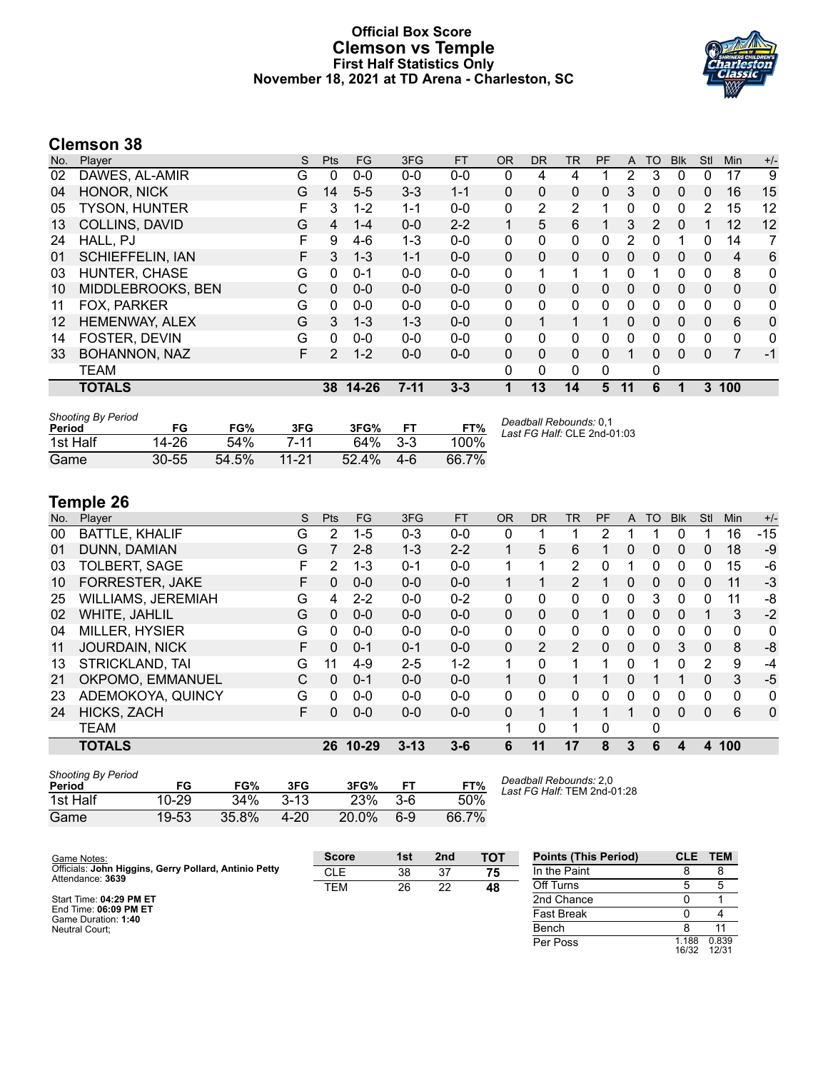# Official Box Score
# Clemson vs Temple
### First Half Statistics Only
### November 18, 2021 at TD Arena - Charleston, SC

## Clemson 38

| No. | Player | S | Pts | FG | 3FG | FT | OR | DR | TR | PF | A | TO | Blk | Stl | Min | +/- |
|---|---|---|---|---|---|---|---|---|---|---|---|---|---|---|---|---|
| 02 | DAWES, AL-AMIR | G | 0 | 0-0 | 0-0 | 0-0 | 0 | 4 | 4 | 1 | 2 | 3 | 0 | 0 | 17 | 9 |
| 04 | HONOR, NICK | G | 14 | 5-5 | 3-3 | 1-1 | 0 | 0 | 0 | 0 | 3 | 0 | 0 | 0 | 16 | 15 |
| 05 | TYSON, HUNTER | F | 3 | 1-2 | 1-1 | 0-0 | 0 | 2 | 2 | 1 | 0 | 0 | 0 | 2 | 15 | 12 |
| 13 | COLLINS, DAVID | G | 4 | 1-4 | 0-0 | 2-2 | 1 | 5 | 6 | 1 | 3 | 2 | 0 | 1 | 12 | 12 |
| 24 | HALL, PJ | F | 9 | 4-6 | 1-3 | 0-0 | 0 | 0 | 0 | 0 | 2 | 0 | 1 | 0 | 14 | 7 |
| 01 | SCHIEFFELIN, IAN | F | 3 | 1-3 | 1-1 | 0-0 | 0 | 0 | 0 | 0 | 0 | 0 | 0 | 0 | 4 | 6 |
| 03 | HUNTER, CHASE | G | 0 | 0-1 | 0-0 | 0-0 | 0 | 1 | 1 | 1 | 0 | 1 | 0 | 0 | 8 | 0 |
| 10 | MIDDLEBROOKS, BEN | C | 0 | 0-0 | 0-0 | 0-0 | 0 | 0 | 0 | 0 | 0 | 0 | 0 | 0 | 0 | 0 |
| 11 | FOX, PARKER | G | 0 | 0-0 | 0-0 | 0-0 | 0 | 0 | 0 | 0 | 0 | 0 | 0 | 0 | 0 | 0 |
| 12 | HEMENWAY, ALEX | G | 3 | 1-3 | 1-3 | 0-0 | 0 | 1 | 1 | 1 | 0 | 0 | 0 | 0 | 6 | 0 |
| 14 | FOSTER, DEVIN | G | 0 | 0-0 | 0-0 | 0-0 | 0 | 0 | 0 | 0 | 0 | 0 | 0 | 0 | 0 | 0 |
| 33 | BOHANNON, NAZ | F | 2 | 1-2 | 0-0 | 0-0 | 0 | 0 | 0 | 0 | 1 | 0 | 0 | 0 | 7 | -1 |
| | TEAM | | | | | | 0 | 0 | 0 | 0 | | 0 | | | | |
| | **TOTALS** | | **38** | **14-26** | **7-11** | **3-3** | **1** | **13** | **14** | **5** | **11** | **6** | **1** | **3** | **100** | |

| *Shooting By Period* Period | FG | FG% | 3FG | 3FG% | FT | FT% |
|---|---|---|---|---|---|---|
| 1st Half | 14-26 | 54% | 7-11 | 64% | 3-3 | 100% |
| Game | 30-55 | 54.5% | 11-21 | 52.4% | 4-6 | 66.7% |

*Deadball Rebounds:* 0,1
*Last FG Half:* CLE 2nd-01:03

## Temple 26

| No. | Player | S | Pts | FG | 3FG | FT | OR | DR | TR | PF | A | TO | Blk | Stl | Min | +/- |
|---|---|---|---|---|---|---|---|---|---|---|---|---|---|---|---|---|
| 00 | BATTLE, KHALIF | G | 2 | 1-5 | 0-3 | 0-0 | 0 | 1 | 1 | 2 | 1 | 1 | 0 | 1 | 16 | -15 |
| 01 | DUNN, DAMIAN | G | 7 | 2-8 | 1-3 | 2-2 | 1 | 5 | 6 | 1 | 0 | 0 | 0 | 0 | 18 | -9 |
| 03 | TOLBERT, SAGE | F | 2 | 1-3 | 0-1 | 0-0 | 1 | 1 | 2 | 0 | 1 | 0 | 0 | 0 | 15 | -6 |
| 10 | FORRESTER, JAKE | F | 0 | 0-0 | 0-0 | 0-0 | 1 | 1 | 2 | 1 | 0 | 0 | 0 | 0 | 11 | -3 |
| 25 | WILLIAMS, JEREMIAH | G | 4 | 2-2 | 0-0 | 0-2 | 0 | 0 | 0 | 0 | 0 | 3 | 0 | 0 | 11 | -8 |
| 02 | WHITE, JAHLIL | G | 0 | 0-0 | 0-0 | 0-0 | 0 | 0 | 0 | 1 | 0 | 0 | 0 | 1 | 3 | -2 |
| 04 | MILLER, HYSIER | G | 0 | 0-0 | 0-0 | 0-0 | 0 | 0 | 0 | 0 | 0 | 0 | 0 | 0 | 0 | 0 |
| 11 | JOURDAIN, NICK | F | 0 | 0-1 | 0-1 | 0-0 | 0 | 2 | 2 | 0 | 0 | 0 | 3 | 0 | 8 | -8 |
| 13 | STRICKLAND, TAI | G | 11 | 4-9 | 2-5 | 1-2 | 1 | 0 | 1 | 1 | 0 | 1 | 0 | 2 | 9 | -4 |
| 21 | OKPOMO, EMMANUEL | C | 0 | 0-1 | 0-0 | 0-0 | 1 | 0 | 1 | 1 | 0 | 1 | 1 | 0 | 3 | -5 |
| 23 | ADEMOKOYA, QUINCY | G | 0 | 0-0 | 0-0 | 0-0 | 0 | 0 | 0 | 0 | 0 | 0 | 0 | 0 | 0 | 0 |
| 24 | HICKS, ZACH | F | 0 | 0-0 | 0-0 | 0-0 | 0 | 1 | 1 | 1 | 1 | 0 | 0 | 0 | 6 | 0 |
| | TEAM | | | | | | 1 | 0 | 1 | 0 | | 0 | | | | |
| | **TOTALS** | | **26** | **10-29** | **3-13** | **3-6** | **6** | **11** | **17** | **8** | **3** | **6** | **4** | **4** | **100** | |

| *Shooting By Period* Period | FG | FG% | 3FG | 3FG% | FT | FT% |
|---|---|---|---|---|---|---|
| 1st Half | 10-29 | 34% | 3-13 | 23% | 3-6 | 50% |
| Game | 19-53 | 35.8% | 4-20 | 20.0% | 6-9 | 66.7% |

*Deadball Rebounds:* 2,0
*Last FG Half:* TEM 2nd-01:28

Game Notes:
Officials: **John Higgins, Gerry Pollard, Antinio Petty**
Attendance: **3639**

Start Time: **04:29 PM ET**
End Time: **06:09 PM ET**
Game Duration: **1:40**
Neutral Court;

| Score | 1st | 2nd | TOT |
|---|---|---|---|
| CLE | 38 | 37 | 75 |
| TEM | 26 | 22 | 48 |

| Points (This Period) | CLE | TEM |
|---|---|---|
| In the Paint | 8 | 8 |
| Off Turns | 5 | 5 |
| 2nd Chance | 0 | 1 |
| Fast Break | 0 | 4 |
| Bench | 8 | 11 |
| Per Poss | 1.188 16/32 | 0.839 12/31 |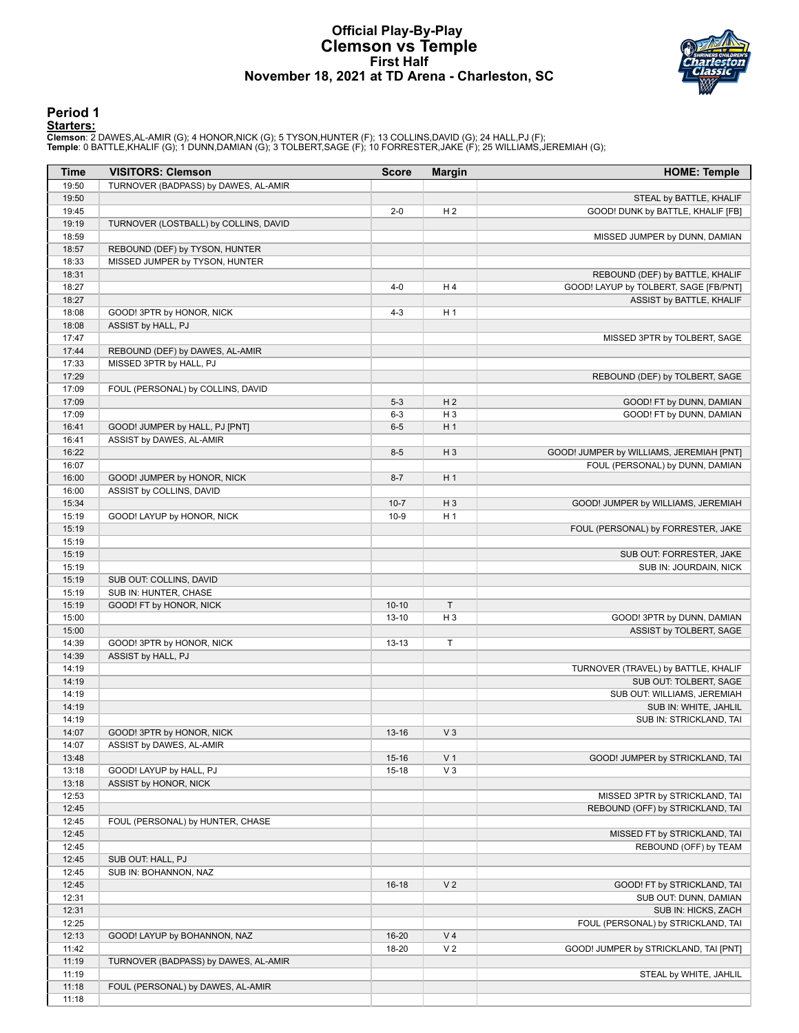# Official Play-By-Play
## Clemson vs Temple
### First Half
### November 18, 2021 at TD Arena - Charleston, SC

## Period 1

**Starters:**

**Clemson**: 2 DAWES,AL-AMIR (G); 4 HONOR,NICK (G); 5 TYSON,HUNTER (F); 13 COLLINS,DAVID (G); 24 HALL,PJ (F);
**Temple**: 0 BATTLE,KHALIF (G); 1 DUNN,DAMIAN (G); 3 TOLBERT,SAGE (F); 10 FORRESTER,JAKE (F); 25 WILLIAMS,JEREMIAH (G);

| Time | VISITORS: Clemson | Score | Margin | HOME: Temple |
|---|---|---|---|---|
| 19:50 | TURNOVER (BADPASS) by DAWES, AL-AMIR | | | |
| 19:50 | | | | STEAL by BATTLE, KHALIF |
| 19:45 | | 2-0 | H 2 | GOOD! DUNK by BATTLE, KHALIF [FB] |
| 19:19 | TURNOVER (LOSTBALL) by COLLINS, DAVID | | | |
| 18:59 | | | | MISSED JUMPER by DUNN, DAMIAN |
| 18:57 | REBOUND (DEF) by TYSON, HUNTER | | | |
| 18:33 | MISSED JUMPER by TYSON, HUNTER | | | |
| 18:31 | | | | REBOUND (DEF) by BATTLE, KHALIF |
| 18:27 | | 4-0 | H 4 | GOOD! LAYUP by TOLBERT, SAGE [FB/PNT] |
| 18:27 | | | | ASSIST by BATTLE, KHALIF |
| 18:08 | GOOD! 3PTR by HONOR, NICK | 4-3 | H 1 | |
| 18:08 | ASSIST by HALL, PJ | | | |
| 17:47 | | | | MISSED 3PTR by TOLBERT, SAGE |
| 17:44 | REBOUND (DEF) by DAWES, AL-AMIR | | | |
| 17:33 | MISSED 3PTR by HALL, PJ | | | |
| 17:29 | | | | REBOUND (DEF) by TOLBERT, SAGE |
| 17:09 | FOUL (PERSONAL) by COLLINS, DAVID | | | |
| 17:09 | | 5-3 | H 2 | GOOD! FT by DUNN, DAMIAN |
| 17:09 | | 6-3 | H 3 | GOOD! FT by DUNN, DAMIAN |
| 16:41 | GOOD! JUMPER by HALL, PJ [PNT] | 6-5 | H 1 | |
| 16:41 | ASSIST by DAWES, AL-AMIR | | | |
| 16:22 | | 8-5 | H 3 | GOOD! JUMPER by WILLIAMS, JEREMIAH [PNT] |
| 16:07 | | | | FOUL (PERSONAL) by DUNN, DAMIAN |
| 16:00 | GOOD! JUMPER by HONOR, NICK | 8-7 | H 1 | |
| 16:00 | ASSIST by COLLINS, DAVID | | | |
| 15:34 | | 10-7 | H 3 | GOOD! JUMPER by WILLIAMS, JEREMIAH |
| 15:19 | GOOD! LAYUP by HONOR, NICK | 10-9 | H 1 | |
| 15:19 | | | | FOUL (PERSONAL) by FORRESTER, JAKE |
| 15:19 | | | | |
| 15:19 | | | | SUB OUT: FORRESTER, JAKE |
| 15:19 | | | | SUB IN: JOURDAIN, NICK |
| 15:19 | SUB OUT: COLLINS, DAVID | | | |
| 15:19 | SUB IN: HUNTER, CHASE | | | |
| 15:19 | GOOD! FT by HONOR, NICK | 10-10 | T | |
| 15:00 | | 13-10 | H 3 | GOOD! 3PTR by DUNN, DAMIAN |
| 15:00 | | | | ASSIST by TOLBERT, SAGE |
| 14:39 | GOOD! 3PTR by HONOR, NICK | 13-13 | T | |
| 14:39 | ASSIST by HALL, PJ | | | |
| 14:19 | | | | TURNOVER (TRAVEL) by BATTLE, KHALIF |
| 14:19 | | | | SUB OUT: TOLBERT, SAGE |
| 14:19 | | | | SUB OUT: WILLIAMS, JEREMIAH |
| 14:19 | | | | SUB IN: WHITE, JAHLIL |
| 14:19 | | | | SUB IN: STRICKLAND, TAI |
| 14:07 | GOOD! 3PTR by HONOR, NICK | 13-16 | V 3 | |
| 14:07 | ASSIST by DAWES, AL-AMIR | | | |
| 13:48 | | 15-16 | V 1 | GOOD! JUMPER by STRICKLAND, TAI |
| 13:18 | GOOD! LAYUP by HALL, PJ | 15-18 | V 3 | |
| 13:18 | ASSIST by HONOR, NICK | | | |
| 12:53 | | | | MISSED 3PTR by STRICKLAND, TAI |
| 12:45 | | | | REBOUND (OFF) by STRICKLAND, TAI |
| 12:45 | FOUL (PERSONAL) by HUNTER, CHASE | | | |
| 12:45 | | | | MISSED FT by STRICKLAND, TAI |
| 12:45 | | | | REBOUND (OFF) by TEAM |
| 12:45 | SUB OUT: HALL, PJ | | | |
| 12:45 | SUB IN: BOHANNON, NAZ | | | |
| 12:45 | | 16-18 | V 2 | GOOD! FT by STRICKLAND, TAI |
| 12:31 | | | | SUB OUT: DUNN, DAMIAN |
| 12:31 | | | | SUB IN: HICKS, ZACH |
| 12:25 | | | | FOUL (PERSONAL) by STRICKLAND, TAI |
| 12:13 | GOOD! LAYUP by BOHANNON, NAZ | 16-20 | V 4 | |
| 11:42 | | 18-20 | V 2 | GOOD! JUMPER by STRICKLAND, TAI [PNT] |
| 11:19 | TURNOVER (BADPASS) by DAWES, AL-AMIR | | | |
| 11:19 | | | | STEAL by WHITE, JAHLIL |
| 11:18 | FOUL (PERSONAL) by DAWES, AL-AMIR | | | |
| 11:18 | | | | |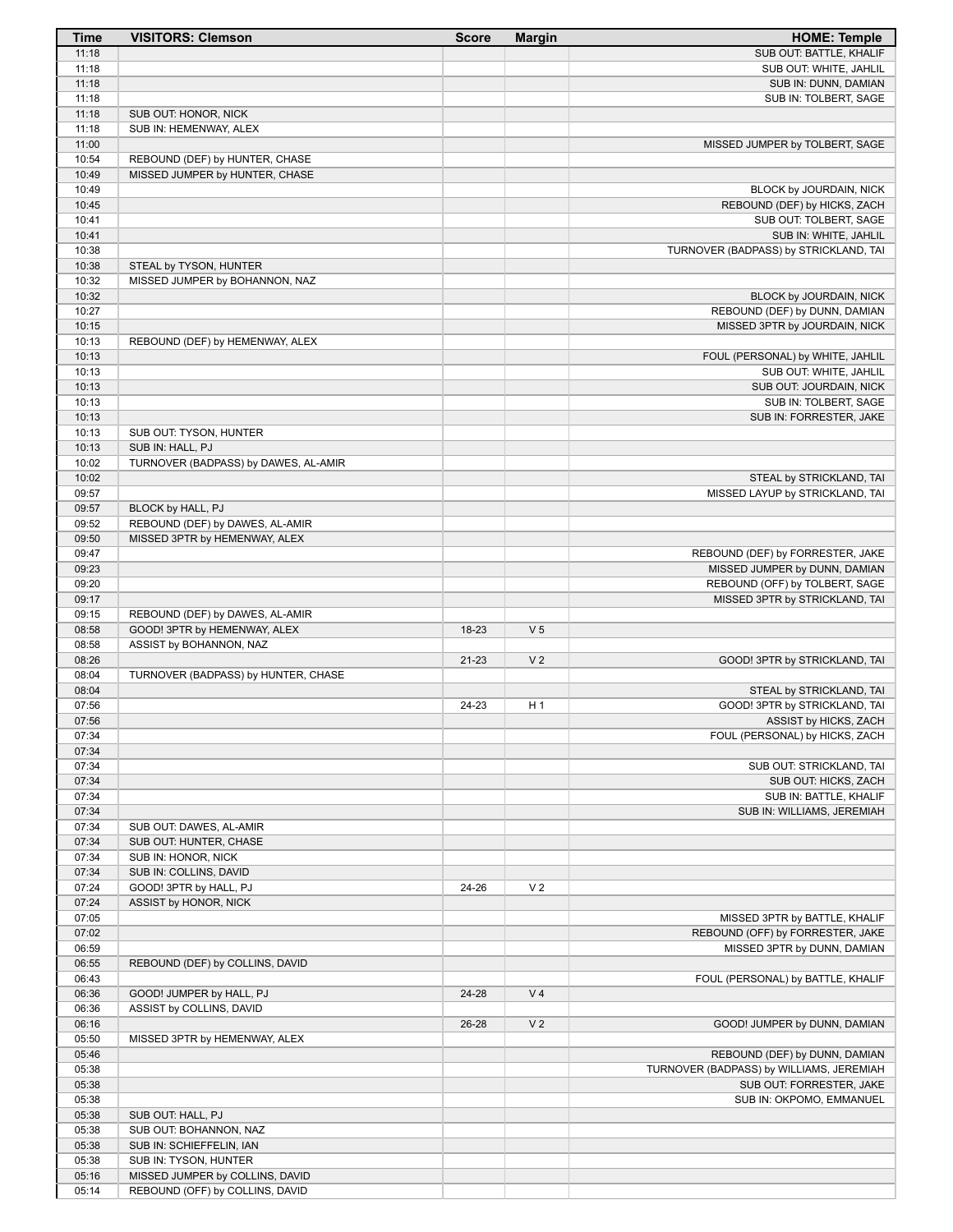| Time | VISITORS: Clemson | Score | Margin | HOME: Temple |
|---|---|---|---|---|
| 11:18 | | | | SUB OUT: BATTLE, KHALIF |
| 11:18 | | | | SUB OUT: WHITE, JAHLIL |
| 11:18 | | | | SUB IN: DUNN, DAMIAN |
| 11:18 | | | | SUB IN: TOLBERT, SAGE |
| 11:18 | SUB OUT: HONOR, NICK | | | |
| 11:18 | SUB IN: HEMENWAY, ALEX | | | |
| 11:00 | | | | MISSED JUMPER by TOLBERT, SAGE |
| 10:54 | REBOUND (DEF) by HUNTER, CHASE | | | |
| 10:49 | MISSED JUMPER by HUNTER, CHASE | | | |
| 10:49 | | | | BLOCK by JOURDAIN, NICK |
| 10:45 | | | | REBOUND (DEF) by HICKS, ZACH |
| 10:41 | | | | SUB OUT: TOLBERT, SAGE |
| 10:41 | | | | SUB IN: WHITE, JAHLIL |
| 10:38 | | | | TURNOVER (BADPASS) by STRICKLAND, TAI |
| 10:38 | STEAL by TYSON, HUNTER | | | |
| 10:32 | MISSED JUMPER by BOHANNON, NAZ | | | |
| 10:32 | | | | BLOCK by JOURDAIN, NICK |
| 10:27 | | | | REBOUND (DEF) by DUNN, DAMIAN |
| 10:15 | | | | MISSED 3PTR by JOURDAIN, NICK |
| 10:13 | REBOUND (DEF) by HEMENWAY, ALEX | | | |
| 10:13 | | | | FOUL (PERSONAL) by WHITE, JAHLIL |
| 10:13 | | | | SUB OUT: WHITE, JAHLIL |
| 10:13 | | | | SUB OUT: JOURDAIN, NICK |
| 10:13 | | | | SUB IN: TOLBERT, SAGE |
| 10:13 | | | | SUB IN: FORRESTER, JAKE |
| 10:13 | SUB OUT: TYSON, HUNTER | | | |
| 10:13 | SUB IN: HALL, PJ | | | |
| 10:02 | TURNOVER (BADPASS) by DAWES, AL-AMIR | | | |
| 10:02 | | | | STEAL by STRICKLAND, TAI |
| 09:57 | | | | MISSED LAYUP by STRICKLAND, TAI |
| 09:57 | BLOCK by HALL, PJ | | | |
| 09:52 | REBOUND (DEF) by DAWES, AL-AMIR | | | |
| 09:50 | MISSED 3PTR by HEMENWAY, ALEX | | | |
| 09:47 | | | | REBOUND (DEF) by FORRESTER, JAKE |
| 09:23 | | | | MISSED JUMPER by DUNN, DAMIAN |
| 09:20 | | | | REBOUND (OFF) by TOLBERT, SAGE |
| 09:17 | | | | MISSED 3PTR by STRICKLAND, TAI |
| 09:15 | REBOUND (DEF) by DAWES, AL-AMIR | | | |
| 08:58 | GOOD! 3PTR by HEMENWAY, ALEX | 18-23 | V 5 | |
| 08:58 | ASSIST by BOHANNON, NAZ | | | |
| 08:26 | | 21-23 | V 2 | GOOD! 3PTR by STRICKLAND, TAI |
| 08:04 | TURNOVER (BADPASS) by HUNTER, CHASE | | | |
| 08:04 | | | | STEAL by STRICKLAND, TAI |
| 07:56 | | 24-23 | H 1 | GOOD! 3PTR by STRICKLAND, TAI |
| 07:56 | | | | ASSIST by HICKS, ZACH |
| 07:34 | | | | FOUL (PERSONAL) by HICKS, ZACH |
| 07:34 | | | | |
| 07:34 | | | | SUB OUT: STRICKLAND, TAI |
| 07:34 | | | | SUB OUT: HICKS, ZACH |
| 07:34 | | | | SUB IN: BATTLE, KHALIF |
| 07:34 | | | | SUB IN: WILLIAMS, JEREMIAH |
| 07:34 | SUB OUT: DAWES, AL-AMIR | | | |
| 07:34 | SUB OUT: HUNTER, CHASE | | | |
| 07:34 | SUB IN: HONOR, NICK | | | |
| 07:34 | SUB IN: COLLINS, DAVID | | | |
| 07:24 | GOOD! 3PTR by HALL, PJ | 24-26 | V 2 | |
| 07:24 | ASSIST by HONOR, NICK | | | |
| 07:05 | | | | MISSED 3PTR by BATTLE, KHALIF |
| 07:02 | | | | REBOUND (OFF) by FORRESTER, JAKE |
| 06:59 | | | | MISSED 3PTR by DUNN, DAMIAN |
| 06:55 | REBOUND (DEF) by COLLINS, DAVID | | | |
| 06:43 | | | | FOUL (PERSONAL) by BATTLE, KHALIF |
| 06:36 | GOOD! JUMPER by HALL, PJ | 24-28 | V 4 | |
| 06:36 | ASSIST by COLLINS, DAVID | | | |
| 06:16 | | 26-28 | V 2 | GOOD! JUMPER by DUNN, DAMIAN |
| 05:50 | MISSED 3PTR by HEMENWAY, ALEX | | | |
| 05:46 | | | | REBOUND (DEF) by DUNN, DAMIAN |
| 05:38 | | | | TURNOVER (BADPASS) by WILLIAMS, JEREMIAH |
| 05:38 | | | | SUB OUT: FORRESTER, JAKE |
| 05:38 | | | | SUB IN: OKPOMO, EMMANUEL |
| 05:38 | SUB OUT: HALL, PJ | | | |
| 05:38 | SUB OUT: BOHANNON, NAZ | | | |
| 05:38 | SUB IN: SCHIEFFELIN, IAN | | | |
| 05:38 | SUB IN: TYSON, HUNTER | | | |
| 05:16 | MISSED JUMPER by COLLINS, DAVID | | | |
| 05:14 | REBOUND (OFF) by COLLINS, DAVID | | | |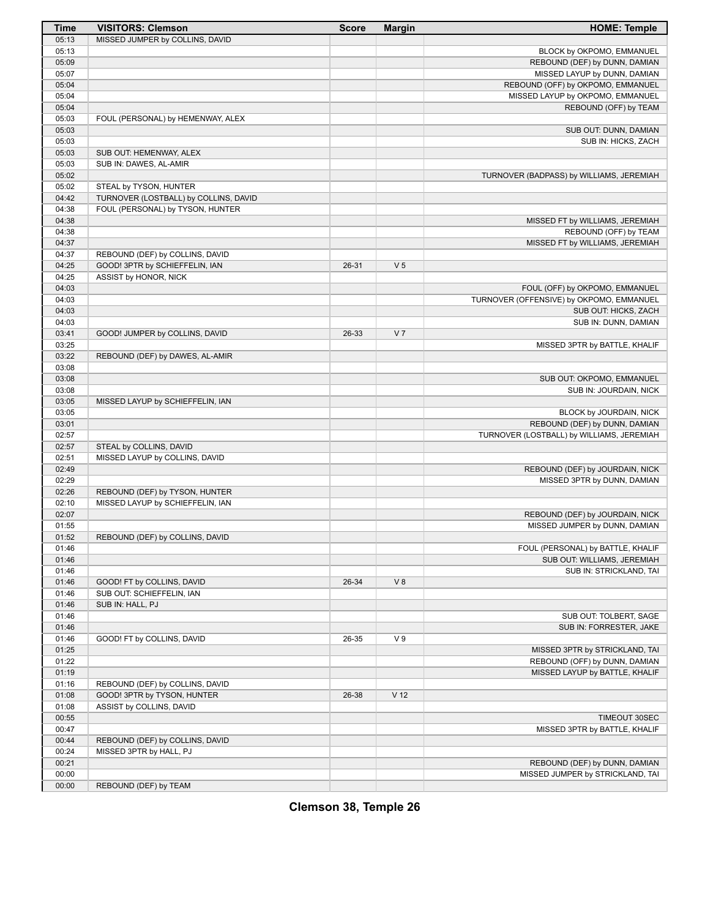| Time | VISITORS: Clemson | Score | Margin | HOME: Temple |
|---|---|---|---|---|
| 05:13 | MISSED JUMPER by COLLINS, DAVID | | | |
| 05:13 | | | | BLOCK by OKPOMO, EMMANUEL |
| 05:09 | | | | REBOUND (DEF) by DUNN, DAMIAN |
| 05:07 | | | | MISSED LAYUP by DUNN, DAMIAN |
| 05:04 | | | | REBOUND (OFF) by OKPOMO, EMMANUEL |
| 05:04 | | | | MISSED LAYUP by OKPOMO, EMMANUEL |
| 05:04 | | | | REBOUND (OFF) by TEAM |
| 05:03 | FOUL (PERSONAL) by HEMENWAY, ALEX | | | |
| 05:03 | | | | SUB OUT: DUNN, DAMIAN |
| 05:03 | | | | SUB IN: HICKS, ZACH |
| 05:03 | SUB OUT: HEMENWAY, ALEX | | | |
| 05:03 | SUB IN: DAWES, AL-AMIR | | | |
| 05:02 | | | | TURNOVER (BADPASS) by WILLIAMS, JEREMIAH |
| 05:02 | STEAL by TYSON, HUNTER | | | |
| 04:42 | TURNOVER (LOSTBALL) by COLLINS, DAVID | | | |
| 04:38 | FOUL (PERSONAL) by TYSON, HUNTER | | | |
| 04:38 | | | | MISSED FT by WILLIAMS, JEREMIAH |
| 04:38 | | | | REBOUND (OFF) by TEAM |
| 04:37 | | | | MISSED FT by WILLIAMS, JEREMIAH |
| 04:37 | REBOUND (DEF) by COLLINS, DAVID | | | |
| 04:25 | GOOD! 3PTR by SCHIEFFELIN, IAN | 26-31 | V 5 | |
| 04:25 | ASSIST by HONOR, NICK | | | |
| 04:03 | | | | FOUL (OFF) by OKPOMO, EMMANUEL |
| 04:03 | | | | TURNOVER (OFFENSIVE) by OKPOMO, EMMANUEL |
| 04:03 | | | | SUB OUT: HICKS, ZACH |
| 04:03 | | | | SUB IN: DUNN, DAMIAN |
| 03:41 | GOOD! JUMPER by COLLINS, DAVID | 26-33 | V 7 | |
| 03:25 | | | | MISSED 3PTR by BATTLE, KHALIF |
| 03:22 | REBOUND (DEF) by DAWES, AL-AMIR | | | |
| 03:08 | | | | |
| 03:08 | | | | SUB OUT: OKPOMO, EMMANUEL |
| 03:08 | | | | SUB IN: JOURDAIN, NICK |
| 03:05 | MISSED LAYUP by SCHIEFFELIN, IAN | | | |
| 03:05 | | | | BLOCK by JOURDAIN, NICK |
| 03:01 | | | | REBOUND (DEF) by DUNN, DAMIAN |
| 02:57 | | | | TURNOVER (LOSTBALL) by WILLIAMS, JEREMIAH |
| 02:57 | STEAL by COLLINS, DAVID | | | |
| 02:51 | MISSED LAYUP by COLLINS, DAVID | | | |
| 02:49 | | | | REBOUND (DEF) by JOURDAIN, NICK |
| 02:29 | | | | MISSED 3PTR by DUNN, DAMIAN |
| 02:26 | REBOUND (DEF) by TYSON, HUNTER | | | |
| 02:10 | MISSED LAYUP by SCHIEFFELIN, IAN | | | |
| 02:07 | | | | REBOUND (DEF) by JOURDAIN, NICK |
| 01:55 | | | | MISSED JUMPER by DUNN, DAMIAN |
| 01:52 | REBOUND (DEF) by COLLINS, DAVID | | | |
| 01:46 | | | | FOUL (PERSONAL) by BATTLE, KHALIF |
| 01:46 | | | | SUB OUT: WILLIAMS, JEREMIAH |
| 01:46 | | | | SUB IN: STRICKLAND, TAI |
| 01:46 | GOOD! FT by COLLINS, DAVID | 26-34 | V 8 | |
| 01:46 | SUB OUT: SCHIEFFELIN, IAN | | | |
| 01:46 | SUB IN: HALL, PJ | | | |
| 01:46 | | | | SUB OUT: TOLBERT, SAGE |
| 01:46 | | | | SUB IN: FORRESTER, JAKE |
| 01:46 | GOOD! FT by COLLINS, DAVID | 26-35 | V 9 | |
| 01:25 | | | | MISSED 3PTR by STRICKLAND, TAI |
| 01:22 | | | | REBOUND (OFF) by DUNN, DAMIAN |
| 01:19 | | | | MISSED LAYUP by BATTLE, KHALIF |
| 01:16 | REBOUND (DEF) by COLLINS, DAVID | | | |
| 01:08 | GOOD! 3PTR by TYSON, HUNTER | 26-38 | V 12 | |
| 01:08 | ASSIST by COLLINS, DAVID | | | |
| 00:55 | | | | TIMEOUT 30SEC |
| 00:47 | | | | MISSED 3PTR by BATTLE, KHALIF |
| 00:44 | REBOUND (DEF) by COLLINS, DAVID | | | |
| 00:24 | MISSED 3PTR by HALL, PJ | | | |
| 00:21 | | | | REBOUND (DEF) by DUNN, DAMIAN |
| 00:00 | | | | MISSED JUMPER by STRICKLAND, TAI |
| 00:00 | REBOUND (DEF) by TEAM | | | |

**Clemson 38, Temple 26**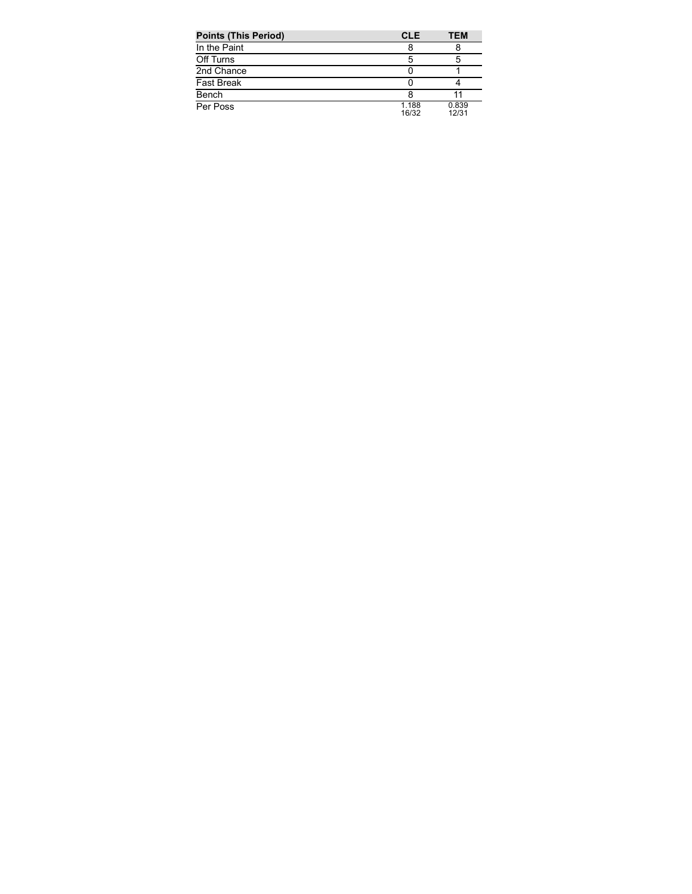| Points (This Period) | CLE | TEM |
| --- | --- | --- |
| In the Paint | 8 | 8 |
| Off Turns | 5 | 5 |
| 2nd Chance | 0 | 1 |
| Fast Break | 0 | 4 |
| Bench | 8 | 11 |
| Per Poss | 1.188 16/32 | 0.839 12/31 |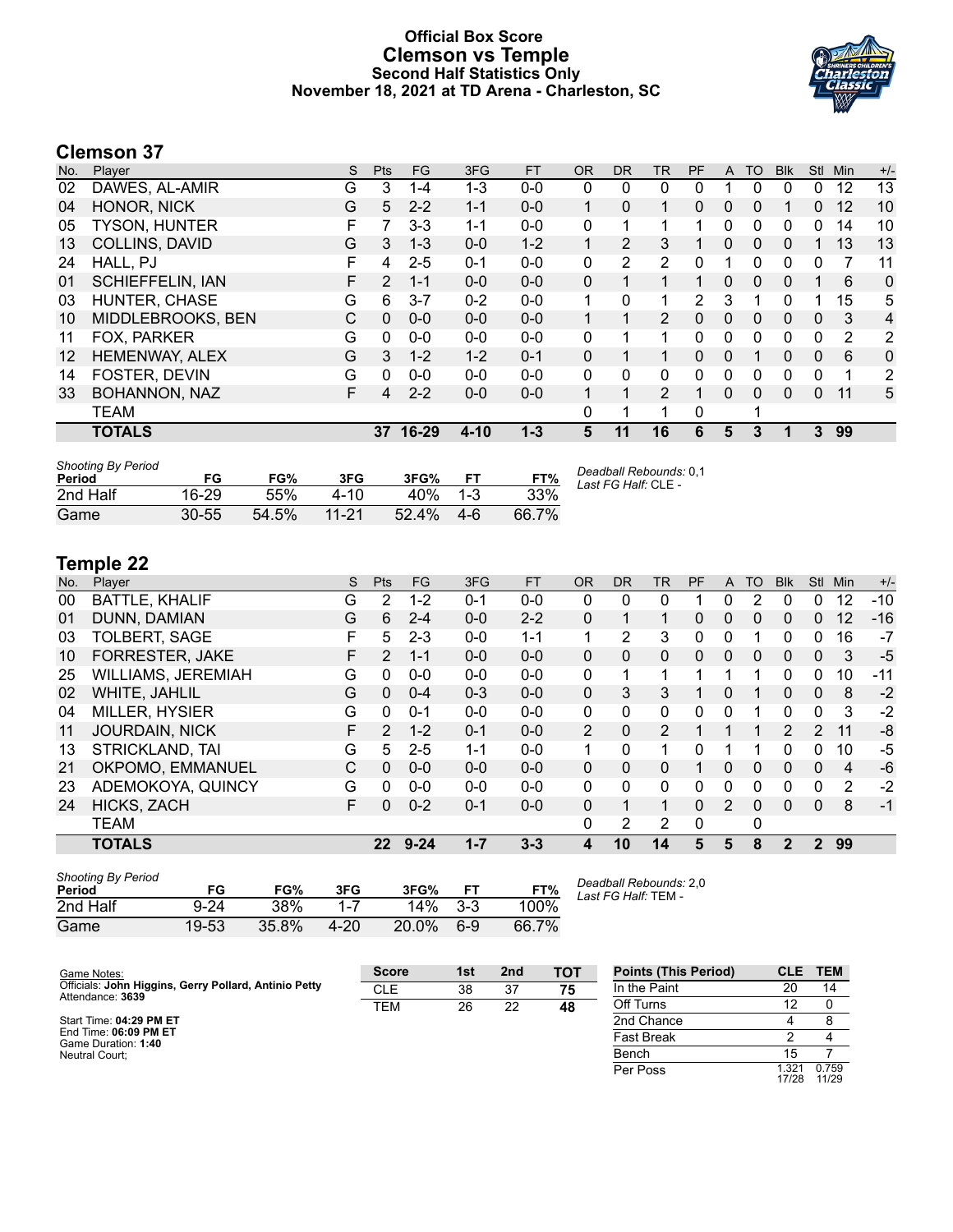# Official Box Score
## Clemson vs Temple
### Second Half Statistics Only
### November 18, 2021 at TD Arena - Charleston, SC

## Clemson 37

| No. | Player | S | Pts | FG | 3FG | FT | OR | DR | TR | PF | A | TO | Blk | Stl | Min | +/- |
|---|---|---|---|---|---|---|---|---|---|---|---|---|---|---|---|---|
| 02 | DAWES, AL-AMIR | G | 3 | 1-4 | 1-3 | 0-0 | 0 | 0 | 0 | 0 | 1 | 0 | 0 | 0 | 12 | 13 |
| 04 | HONOR, NICK | G | 5 | 2-2 | 1-1 | 0-0 | 1 | 0 | 1 | 0 | 0 | 0 | 1 | 0 | 12 | 10 |
| 05 | TYSON, HUNTER | F | 7 | 3-3 | 1-1 | 0-0 | 0 | 1 | 1 | 1 | 0 | 0 | 0 | 0 | 14 | 10 |
| 13 | COLLINS, DAVID | G | 3 | 1-3 | 0-0 | 1-2 | 1 | 2 | 3 | 1 | 0 | 0 | 0 | 1 | 13 | 13 |
| 24 | HALL, PJ | F | 4 | 2-5 | 0-1 | 0-0 | 0 | 2 | 2 | 0 | 1 | 0 | 0 | 0 | 7 | 11 |
| 01 | SCHIEFFELIN, IAN | F | 2 | 1-1 | 0-0 | 0-0 | 0 | 1 | 1 | 1 | 0 | 0 | 0 | 1 | 6 | 0 |
| 03 | HUNTER, CHASE | G | 6 | 3-7 | 0-2 | 0-0 | 1 | 0 | 1 | 2 | 3 | 1 | 0 | 1 | 15 | 5 |
| 10 | MIDDLEBROOKS, BEN | C | 0 | 0-0 | 0-0 | 0-0 | 1 | 1 | 2 | 0 | 0 | 0 | 0 | 0 | 3 | 4 |
| 11 | FOX, PARKER | G | 0 | 0-0 | 0-0 | 0-0 | 0 | 1 | 1 | 0 | 0 | 0 | 0 | 0 | 2 | 2 |
| 12 | HEMENWAY, ALEX | G | 3 | 1-2 | 1-2 | 0-1 | 0 | 1 | 1 | 0 | 0 | 1 | 0 | 0 | 6 | 0 |
| 14 | FOSTER, DEVIN | G | 0 | 0-0 | 0-0 | 0-0 | 0 | 0 | 0 | 0 | 0 | 0 | 0 | 0 | 1 | 2 |
| 33 | BOHANNON, NAZ | F | 4 | 2-2 | 0-0 | 0-0 | 1 | 1 | 2 | 1 | 0 | 0 | 0 | 0 | 11 | 5 |
| | TEAM | | | | | | 0 | 1 | 1 | 0 | | 1 | | | | |
| | **TOTALS** | | **37** | **16-29** | **4-10** | **1-3** | **5** | **11** | **16** | **6** | **5** | **3** | **1** | **3** | **99** | |

*Shooting By Period*

| Period | FG | FG% | 3FG | 3FG% | FT | FT% |
|---|---|---|---|---|---|---|
| 2nd Half | 16-29 | 55% | 4-10 | 40% | 1-3 | 33% |
| Game | 30-55 | 54.5% | 11-21 | 52.4% | 4-6 | 66.7% |

*Deadball Rebounds:* 0,1
*Last FG Half:* CLE -

## Temple 22

| No. | Player | S | Pts | FG | 3FG | FT | OR | DR | TR | PF | A | TO | Blk | Stl | Min | +/- |
|---|---|---|---|---|---|---|---|---|---|---|---|---|---|---|---|---|
| 00 | BATTLE, KHALIF | G | 2 | 1-2 | 0-1 | 0-0 | 0 | 0 | 0 | 1 | 0 | 2 | 0 | 0 | 12 | -10 |
| 01 | DUNN, DAMIAN | G | 6 | 2-4 | 0-0 | 2-2 | 0 | 1 | 1 | 0 | 0 | 0 | 0 | 0 | 12 | -16 |
| 03 | TOLBERT, SAGE | F | 5 | 2-3 | 0-0 | 1-1 | 1 | 2 | 3 | 0 | 0 | 1 | 0 | 0 | 16 | -7 |
| 10 | FORRESTER, JAKE | F | 2 | 1-1 | 0-0 | 0-0 | 0 | 0 | 0 | 0 | 0 | 0 | 0 | 0 | 3 | -5 |
| 25 | WILLIAMS, JEREMIAH | G | 0 | 0-0 | 0-0 | 0-0 | 0 | 1 | 1 | 1 | 1 | 1 | 0 | 0 | 10 | -11 |
| 02 | WHITE, JAHLIL | G | 0 | 0-4 | 0-3 | 0-0 | 0 | 3 | 3 | 1 | 0 | 1 | 0 | 0 | 8 | -2 |
| 04 | MILLER, HYSIER | G | 0 | 0-1 | 0-0 | 0-0 | 0 | 0 | 0 | 0 | 0 | 1 | 0 | 0 | 3 | -2 |
| 11 | JOURDAIN, NICK | F | 2 | 1-2 | 0-1 | 0-0 | 2 | 0 | 2 | 1 | 1 | 1 | 2 | 2 | 11 | -8 |
| 13 | STRICKLAND, TAI | G | 5 | 2-5 | 1-1 | 0-0 | 1 | 0 | 1 | 0 | 1 | 1 | 0 | 0 | 10 | -5 |
| 21 | OKPOMO, EMMANUEL | C | 0 | 0-0 | 0-0 | 0-0 | 0 | 0 | 0 | 1 | 0 | 0 | 0 | 0 | 4 | -6 |
| 23 | ADEMOKOYA, QUINCY | G | 0 | 0-0 | 0-0 | 0-0 | 0 | 0 | 0 | 0 | 0 | 0 | 0 | 0 | 2 | -2 |
| 24 | HICKS, ZACH | F | 0 | 0-2 | 0-1 | 0-0 | 0 | 1 | 1 | 0 | 2 | 0 | 0 | 0 | 8 | -1 |
| | TEAM | | | | | | 0 | 2 | 2 | 0 | | 0 | | | | |
| | **TOTALS** | | **22** | **9-24** | **1-7** | **3-3** | **4** | **10** | **14** | **5** | **5** | **8** | **2** | **2** | **99** | |

*Shooting By Period*

| Period | FG | FG% | 3FG | 3FG% | FT | FT% |
|---|---|---|---|---|---|---|
| 2nd Half | 9-24 | 38% | 1-7 | 14% | 3-3 | 100% |
| Game | 19-53 | 35.8% | 4-20 | 20.0% | 6-9 | 66.7% |

*Deadball Rebounds:* 2,0
*Last FG Half:* TEM -

Game Notes:
Officials: **John Higgins, Gerry Pollard, Antinio Petty**
Attendance: **3639**

Start Time: **04:29 PM ET**
End Time: **06:09 PM ET**
Game Duration: **1:40**
Neutral Court;

| Score | 1st | 2nd | TOT |
|---|---|---|---|
| CLE | 38 | 37 | **75** |
| TEM | 26 | 22 | **48** |

| Points (This Period) | CLE | TEM |
|---|---|---|
| In the Paint | 20 | 14 |
| Off Turns | 12 | 0 |
| 2nd Chance | 4 | 8 |
| Fast Break | 2 | 4 |
| Bench | 15 | 7 |
| Per Poss | 1.321 17/28 | 0.759 11/29 |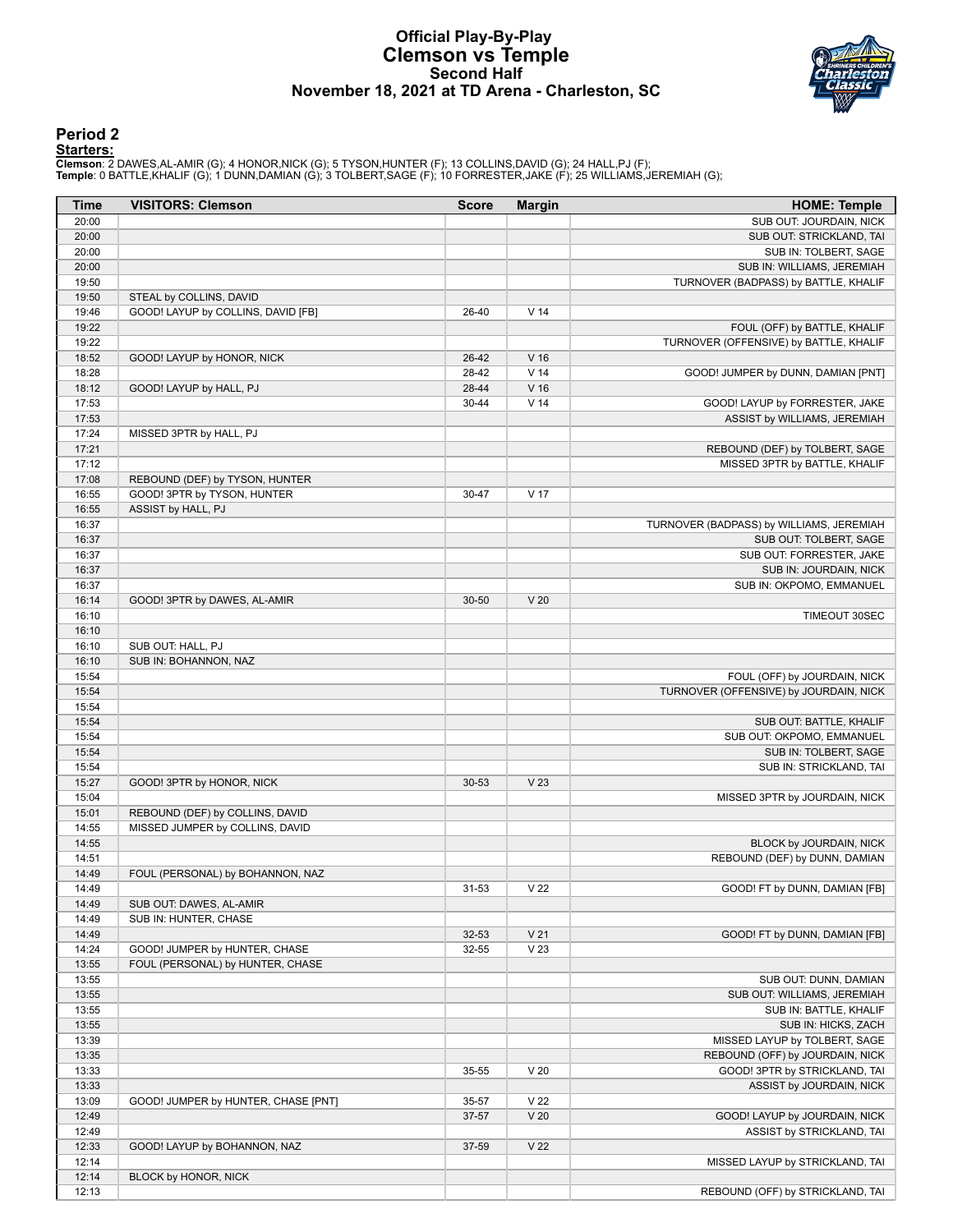# Official Play-By-Play
# Clemson vs Temple
## Second Half
### November 18, 2021 at TD Arena - Charleston, SC

## Period 2

**Starters:**

**Clemson**: 2 DAWES,AL-AMIR (G); 4 HONOR,NICK (G); 5 TYSON,HUNTER (F); 13 COLLINS,DAVID (G); 24 HALL,PJ (F);
**Temple**: 0 BATTLE,KHALIF (G); 1 DUNN,DAMIAN (G); 3 TOLBERT,SAGE (F); 10 FORRESTER,JAKE (F); 25 WILLIAMS,JEREMIAH (G);

| Time | VISITORS: Clemson | Score | Margin | HOME: Temple |
|---|---|---|---|---|
| 20:00 | | | | SUB OUT: JOURDAIN, NICK |
| 20:00 | | | | SUB OUT: STRICKLAND, TAI |
| 20:00 | | | | SUB IN: TOLBERT, SAGE |
| 20:00 | | | | SUB IN: WILLIAMS, JEREMIAH |
| 19:50 | | | | TURNOVER (BADPASS) by BATTLE, KHALIF |
| 19:50 | STEAL by COLLINS, DAVID | | | |
| 19:46 | GOOD! LAYUP by COLLINS, DAVID [FB] | 26-40 | V 14 | |
| 19:22 | | | | FOUL (OFF) by BATTLE, KHALIF |
| 19:22 | | | | TURNOVER (OFFENSIVE) by BATTLE, KHALIF |
| 18:52 | GOOD! LAYUP by HONOR, NICK | 26-42 | V 16 | |
| 18:28 | | 28-42 | V 14 | GOOD! JUMPER by DUNN, DAMIAN [PNT] |
| 18:12 | GOOD! LAYUP by HALL, PJ | 28-44 | V 16 | |
| 17:53 | | 30-44 | V 14 | GOOD! LAYUP by FORRESTER, JAKE |
| 17:53 | | | | ASSIST by WILLIAMS, JEREMIAH |
| 17:24 | MISSED 3PTR by HALL, PJ | | | |
| 17:21 | | | | REBOUND (DEF) by TOLBERT, SAGE |
| 17:12 | | | | MISSED 3PTR by BATTLE, KHALIF |
| 17:08 | REBOUND (DEF) by TYSON, HUNTER | | | |
| 16:55 | GOOD! 3PTR by TYSON, HUNTER | 30-47 | V 17 | |
| 16:55 | ASSIST by HALL, PJ | | | |
| 16:37 | | | | TURNOVER (BADPASS) by WILLIAMS, JEREMIAH |
| 16:37 | | | | SUB OUT: TOLBERT, SAGE |
| 16:37 | | | | SUB OUT: FORRESTER, JAKE |
| 16:37 | | | | SUB IN: JOURDAIN, NICK |
| 16:37 | | | | SUB IN: OKPOMO, EMMANUEL |
| 16:14 | GOOD! 3PTR by DAWES, AL-AMIR | 30-50 | V 20 | |
| 16:10 | | | | TIMEOUT 30SEC |
| 16:10 | | | | |
| 16:10 | SUB OUT: HALL, PJ | | | |
| 16:10 | SUB IN: BOHANNON, NAZ | | | |
| 15:54 | | | | FOUL (OFF) by JOURDAIN, NICK |
| 15:54 | | | | TURNOVER (OFFENSIVE) by JOURDAIN, NICK |
| 15:54 | | | | |
| 15:54 | | | | SUB OUT: BATTLE, KHALIF |
| 15:54 | | | | SUB OUT: OKPOMO, EMMANUEL |
| 15:54 | | | | SUB IN: TOLBERT, SAGE |
| 15:54 | | | | SUB IN: STRICKLAND, TAI |
| 15:27 | GOOD! 3PTR by HONOR, NICK | 30-53 | V 23 | |
| 15:04 | | | | MISSED 3PTR by JOURDAIN, NICK |
| 15:01 | REBOUND (DEF) by COLLINS, DAVID | | | |
| 14:55 | MISSED JUMPER by COLLINS, DAVID | | | |
| 14:55 | | | | BLOCK by JOURDAIN, NICK |
| 14:51 | | | | REBOUND (DEF) by DUNN, DAMIAN |
| 14:49 | FOUL (PERSONAL) by BOHANNON, NAZ | | | |
| 14:49 | | 31-53 | V 22 | GOOD! FT by DUNN, DAMIAN [FB] |
| 14:49 | SUB OUT: DAWES, AL-AMIR | | | |
| 14:49 | SUB IN: HUNTER, CHASE | | | |
| 14:49 | | 32-53 | V 21 | GOOD! FT by DUNN, DAMIAN [FB] |
| 14:24 | GOOD! JUMPER by HUNTER, CHASE | 32-55 | V 23 | |
| 13:55 | FOUL (PERSONAL) by HUNTER, CHASE | | | |
| 13:55 | | | | SUB OUT: DUNN, DAMIAN |
| 13:55 | | | | SUB OUT: WILLIAMS, JEREMIAH |
| 13:55 | | | | SUB IN: BATTLE, KHALIF |
| 13:55 | | | | SUB IN: HICKS, ZACH |
| 13:39 | | | | MISSED LAYUP by TOLBERT, SAGE |
| 13:35 | | | | REBOUND (OFF) by JOURDAIN, NICK |
| 13:33 | | 35-55 | V 20 | GOOD! 3PTR by STRICKLAND, TAI |
| 13:33 | | | | ASSIST by JOURDAIN, NICK |
| 13:09 | GOOD! JUMPER by HUNTER, CHASE [PNT] | 35-57 | V 22 | |
| 12:49 | | 37-57 | V 20 | GOOD! LAYUP by JOURDAIN, NICK |
| 12:49 | | | | ASSIST by STRICKLAND, TAI |
| 12:33 | GOOD! LAYUP by BOHANNON, NAZ | 37-59 | V 22 | |
| 12:14 | | | | MISSED LAYUP by STRICKLAND, TAI |
| 12:14 | BLOCK by HONOR, NICK | | | |
| 12:13 | | | | REBOUND (OFF) by STRICKLAND, TAI |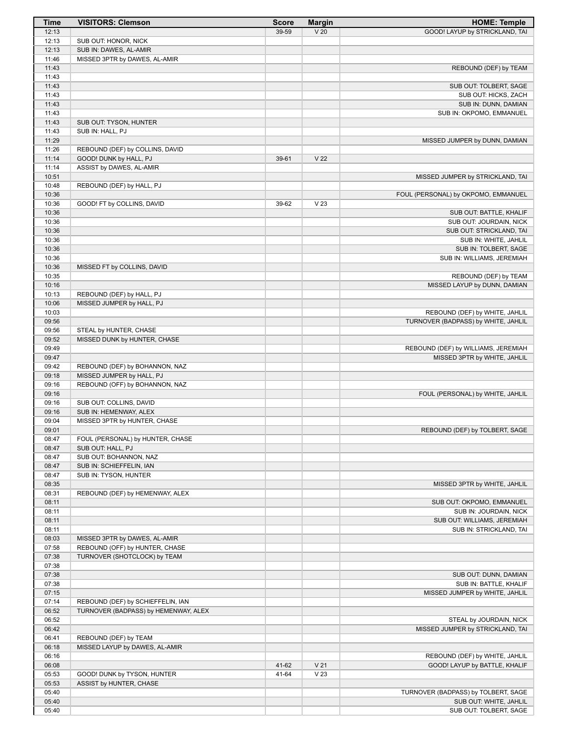| Time | VISITORS: Clemson | Score | Margin | HOME: Temple |
|---|---|---|---|---|
| 12:13 | | 39-59 | V 20 | GOOD! LAYUP by STRICKLAND, TAI |
| 12:13 | SUB OUT: HONOR, NICK | | | |
| 12:13 | SUB IN: DAWES, AL-AMIR | | | |
| 11:46 | MISSED 3PTR by DAWES, AL-AMIR | | | |
| 11:43 | | | | REBOUND (DEF) by TEAM |
| 11:43 | | | | |
| 11:43 | | | | SUB OUT: TOLBERT, SAGE |
| 11:43 | | | | SUB OUT: HICKS, ZACH |
| 11:43 | | | | SUB IN: DUNN, DAMIAN |
| 11:43 | | | | SUB IN: OKPOMO, EMMANUEL |
| 11:43 | SUB OUT: TYSON, HUNTER | | | |
| 11:43 | SUB IN: HALL, PJ | | | |
| 11:29 | | | | MISSED JUMPER by DUNN, DAMIAN |
| 11:26 | REBOUND (DEF) by COLLINS, DAVID | | | |
| 11:14 | GOOD! DUNK by HALL, PJ | 39-61 | V 22 | |
| 11:14 | ASSIST by DAWES, AL-AMIR | | | |
| 10:51 | | | | MISSED JUMPER by STRICKLAND, TAI |
| 10:48 | REBOUND (DEF) by HALL, PJ | | | |
| 10:36 | | | | FOUL (PERSONAL) by OKPOMO, EMMANUEL |
| 10:36 | GOOD! FT by COLLINS, DAVID | 39-62 | V 23 | |
| 10:36 | | | | SUB OUT: BATTLE, KHALIF |
| 10:36 | | | | SUB OUT: JOURDAIN, NICK |
| 10:36 | | | | SUB OUT: STRICKLAND, TAI |
| 10:36 | | | | SUB IN: WHITE, JAHLIL |
| 10:36 | | | | SUB IN: TOLBERT, SAGE |
| 10:36 | | | | SUB IN: WILLIAMS, JEREMIAH |
| 10:36 | MISSED FT by COLLINS, DAVID | | | |
| 10:35 | | | | REBOUND (DEF) by TEAM |
| 10:16 | | | | MISSED LAYUP by DUNN, DAMIAN |
| 10:13 | REBOUND (DEF) by HALL, PJ | | | |
| 10:06 | MISSED JUMPER by HALL, PJ | | | |
| 10:03 | | | | REBOUND (DEF) by WHITE, JAHLIL |
| 09:56 | | | | TURNOVER (BADPASS) by WHITE, JAHLIL |
| 09:56 | STEAL by HUNTER, CHASE | | | |
| 09:52 | MISSED DUNK by HUNTER, CHASE | | | |
| 09:49 | | | | REBOUND (DEF) by WILLIAMS, JEREMIAH |
| 09:47 | | | | MISSED 3PTR by WHITE, JAHLIL |
| 09:42 | REBOUND (DEF) by BOHANNON, NAZ | | | |
| 09:18 | MISSED JUMPER by HALL, PJ | | | |
| 09:16 | REBOUND (OFF) by BOHANNON, NAZ | | | |
| 09:16 | | | | FOUL (PERSONAL) by WHITE, JAHLIL |
| 09:16 | SUB OUT: COLLINS, DAVID | | | |
| 09:16 | SUB IN: HEMENWAY, ALEX | | | |
| 09:04 | MISSED 3PTR by HUNTER, CHASE | | | |
| 09:01 | | | | REBOUND (DEF) by TOLBERT, SAGE |
| 08:47 | FOUL (PERSONAL) by HUNTER, CHASE | | | |
| 08:47 | SUB OUT: HALL, PJ | | | |
| 08:47 | SUB OUT: BOHANNON, NAZ | | | |
| 08:47 | SUB IN: SCHIEFFELIN, IAN | | | |
| 08:47 | SUB IN: TYSON, HUNTER | | | |
| 08:35 | | | | MISSED 3PTR by WHITE, JAHLIL |
| 08:31 | REBOUND (DEF) by HEMENWAY, ALEX | | | |
| 08:11 | | | | SUB OUT: OKPOMO, EMMANUEL |
| 08:11 | | | | SUB IN: JOURDAIN, NICK |
| 08:11 | | | | SUB OUT: WILLIAMS, JEREMIAH |
| 08:11 | | | | SUB IN: STRICKLAND, TAI |
| 08:03 | MISSED 3PTR by DAWES, AL-AMIR | | | |
| 07:58 | REBOUND (OFF) by HUNTER, CHASE | | | |
| 07:38 | TURNOVER (SHOTCLOCK) by TEAM | | | |
| 07:38 | | | | |
| 07:38 | | | | SUB OUT: DUNN, DAMIAN |
| 07:38 | | | | SUB IN: BATTLE, KHALIF |
| 07:15 | | | | MISSED JUMPER by WHITE, JAHLIL |
| 07:14 | REBOUND (DEF) by SCHIEFFELIN, IAN | | | |
| 06:52 | TURNOVER (BADPASS) by HEMENWAY, ALEX | | | |
| 06:52 | | | | STEAL by JOURDAIN, NICK |
| 06:42 | | | | MISSED JUMPER by STRICKLAND, TAI |
| 06:41 | REBOUND (DEF) by TEAM | | | |
| 06:18 | MISSED LAYUP by DAWES, AL-AMIR | | | |
| 06:16 | | | | REBOUND (DEF) by WHITE, JAHLIL |
| 06:08 | | 41-62 | V 21 | GOOD! LAYUP by BATTLE, KHALIF |
| 05:53 | GOOD! DUNK by TYSON, HUNTER | 41-64 | V 23 | |
| 05:53 | ASSIST by HUNTER, CHASE | | | |
| 05:40 | | | | TURNOVER (BADPASS) by TOLBERT, SAGE |
| 05:40 | | | | SUB OUT: WHITE, JAHLIL |
| 05:40 | | | | SUB OUT: TOLBERT, SAGE |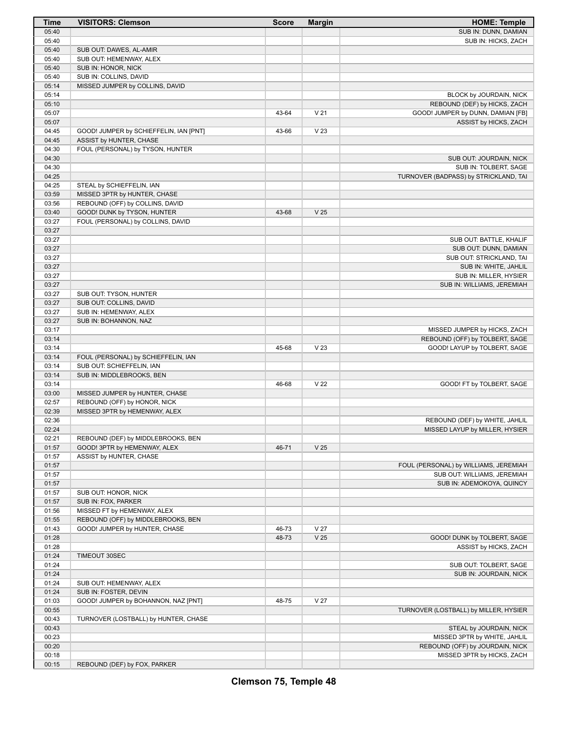| Time | VISITORS: Clemson | Score | Margin | HOME: Temple |
|---|---|---|---|---|
| 05:40 | | | | SUB IN: DUNN, DAMIAN |
| 05:40 | | | | SUB IN: HICKS, ZACH |
| 05:40 | SUB OUT: DAWES, AL-AMIR | | | |
| 05:40 | SUB OUT: HEMENWAY, ALEX | | | |
| 05:40 | SUB IN: HONOR, NICK | | | |
| 05:40 | SUB IN: COLLINS, DAVID | | | |
| 05:14 | MISSED JUMPER by COLLINS, DAVID | | | |
| 05:14 | | | | BLOCK by JOURDAIN, NICK |
| 05:10 | | | | REBOUND (DEF) by HICKS, ZACH |
| 05:07 | | 43-64 | V 21 | GOOD! JUMPER by DUNN, DAMIAN [FB] |
| 05:07 | | | | ASSIST by HICKS, ZACH |
| 04:45 | GOOD! JUMPER by SCHIEFFELIN, IAN [PNT] | 43-66 | V 23 | |
| 04:45 | ASSIST by HUNTER, CHASE | | | |
| 04:30 | FOUL (PERSONAL) by TYSON, HUNTER | | | |
| 04:30 | | | | SUB OUT: JOURDAIN, NICK |
| 04:30 | | | | SUB IN: TOLBERT, SAGE |
| 04:25 | | | | TURNOVER (BADPASS) by STRICKLAND, TAI |
| 04:25 | STEAL by SCHIEFFELIN, IAN | | | |
| 03:59 | MISSED 3PTR by HUNTER, CHASE | | | |
| 03:56 | REBOUND (OFF) by COLLINS, DAVID | | | |
| 03:40 | GOOD! DUNK by TYSON, HUNTER | 43-68 | V 25 | |
| 03:27 | FOUL (PERSONAL) by COLLINS, DAVID | | | |
| 03:27 | | | | |
| 03:27 | | | | SUB OUT: BATTLE, KHALIF |
| 03:27 | | | | SUB OUT: DUNN, DAMIAN |
| 03:27 | | | | SUB OUT: STRICKLAND, TAI |
| 03:27 | | | | SUB IN: WHITE, JAHLIL |
| 03:27 | | | | SUB IN: MILLER, HYSIER |
| 03:27 | | | | SUB IN: WILLIAMS, JEREMIAH |
| 03:27 | SUB OUT: TYSON, HUNTER | | | |
| 03:27 | SUB OUT: COLLINS, DAVID | | | |
| 03:27 | SUB IN: HEMENWAY, ALEX | | | |
| 03:27 | SUB IN: BOHANNON, NAZ | | | |
| 03:17 | | | | MISSED JUMPER by HICKS, ZACH |
| 03:14 | | | | REBOUND (OFF) by TOLBERT, SAGE |
| 03:14 | | 45-68 | V 23 | GOOD! LAYUP by TOLBERT, SAGE |
| 03:14 | FOUL (PERSONAL) by SCHIEFFELIN, IAN | | | |
| 03:14 | SUB OUT: SCHIEFFELIN, IAN | | | |
| 03:14 | SUB IN: MIDDLEBROOKS, BEN | | | |
| 03:14 | | 46-68 | V 22 | GOOD! FT by TOLBERT, SAGE |
| 03:00 | MISSED JUMPER by HUNTER, CHASE | | | |
| 02:57 | REBOUND (OFF) by HONOR, NICK | | | |
| 02:39 | MISSED 3PTR by HEMENWAY, ALEX | | | |
| 02:36 | | | | REBOUND (DEF) by WHITE, JAHLIL |
| 02:24 | | | | MISSED LAYUP by MILLER, HYSIER |
| 02:21 | REBOUND (DEF) by MIDDLEBROOKS, BEN | | | |
| 01:57 | GOOD! 3PTR by HEMENWAY, ALEX | 46-71 | V 25 | |
| 01:57 | ASSIST by HUNTER, CHASE | | | |
| 01:57 | | | | FOUL (PERSONAL) by WILLIAMS, JEREMIAH |
| 01:57 | | | | SUB OUT: WILLIAMS, JEREMIAH |
| 01:57 | | | | SUB IN: ADEMOKOYA, QUINCY |
| 01:57 | SUB OUT: HONOR, NICK | | | |
| 01:57 | SUB IN: FOX, PARKER | | | |
| 01:56 | MISSED FT by HEMENWAY, ALEX | | | |
| 01:55 | REBOUND (OFF) by MIDDLEBROOKS, BEN | | | |
| 01:43 | GOOD! JUMPER by HUNTER, CHASE | 46-73 | V 27 | |
| 01:28 | | 48-73 | V 25 | GOOD! DUNK by TOLBERT, SAGE |
| 01:28 | | | | ASSIST by HICKS, ZACH |
| 01:24 | TIMEOUT 30SEC | | | |
| 01:24 | | | | SUB OUT: TOLBERT, SAGE |
| 01:24 | | | | SUB IN: JOURDAIN, NICK |
| 01:24 | SUB OUT: HEMENWAY, ALEX | | | |
| 01:24 | SUB IN: FOSTER, DEVIN | | | |
| 01:03 | GOOD! JUMPER by BOHANNON, NAZ [PNT] | 48-75 | V 27 | |
| 00:55 | | | | TURNOVER (LOSTBALL) by MILLER, HYSIER |
| 00:43 | TURNOVER (LOSTBALL) by HUNTER, CHASE | | | |
| 00:43 | | | | STEAL by JOURDAIN, NICK |
| 00:23 | | | | MISSED 3PTR by WHITE, JAHLIL |
| 00:20 | | | | REBOUND (OFF) by JOURDAIN, NICK |
| 00:18 | | | | MISSED 3PTR by HICKS, ZACH |
| 00:15 | REBOUND (DEF) by FOX, PARKER | | | |

**Clemson 75, Temple 48**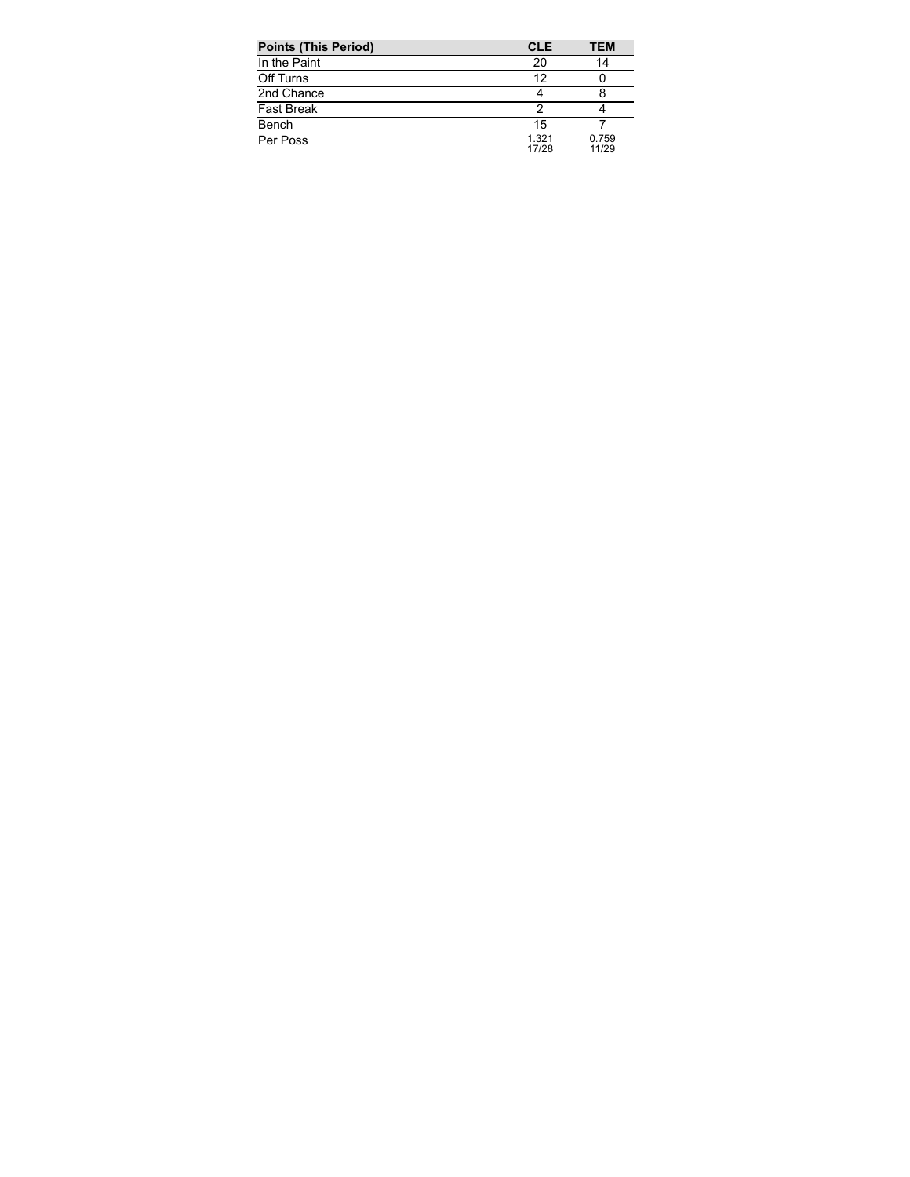| Points (This Period) | CLE | TEM |
| --- | --- | --- |
| In the Paint | 20 | 14 |
| Off Turns | 12 | 0 |
| 2nd Chance | 4 | 8 |
| Fast Break | 2 | 4 |
| Bench | 15 | 7 |
| Per Poss | 1.321<br>17/28 | 0.759<br>11/29 |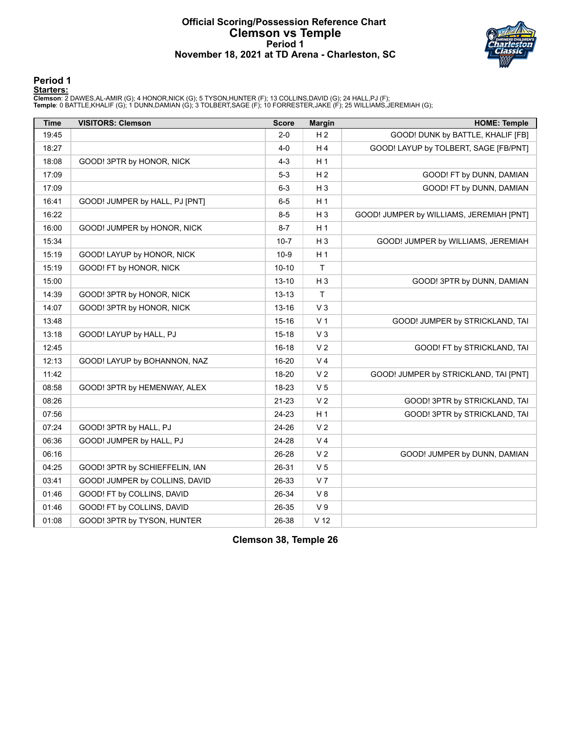# Official Scoring/Possession Reference Chart
# Clemson vs Temple
# Period 1
# November 18, 2021 at TD Arena - Charleston, SC

## Period 1

**Starters:**

**Clemson**: 2 DAWES,AL-AMIR (G); 4 HONOR,NICK (G); 5 TYSON,HUNTER (F); 13 COLLINS,DAVID (G); 24 HALL,PJ (F);
**Temple**: 0 BATTLE,KHALIF (G); 1 DUNN,DAMIAN (G); 3 TOLBERT,SAGE (F); 10 FORRESTER,JAKE (F); 25 WILLIAMS,JEREMIAH (G);

| Time | VISITORS: Clemson | Score | Margin | HOME: Temple |
|---|---|---|---|---|
| 19:45 | | 2-0 | H 2 | GOOD! DUNK by BATTLE, KHALIF [FB] |
| 18:27 | | 4-0 | H 4 | GOOD! LAYUP by TOLBERT, SAGE [FB/PNT] |
| 18:08 | GOOD! 3PTR by HONOR, NICK | 4-3 | H 1 | |
| 17:09 | | 5-3 | H 2 | GOOD! FT by DUNN, DAMIAN |
| 17:09 | | 6-3 | H 3 | GOOD! FT by DUNN, DAMIAN |
| 16:41 | GOOD! JUMPER by HALL, PJ [PNT] | 6-5 | H 1 | |
| 16:22 | | 8-5 | H 3 | GOOD! JUMPER by WILLIAMS, JEREMIAH [PNT] |
| 16:00 | GOOD! JUMPER by HONOR, NICK | 8-7 | H 1 | |
| 15:34 | | 10-7 | H 3 | GOOD! JUMPER by WILLIAMS, JEREMIAH |
| 15:19 | GOOD! LAYUP by HONOR, NICK | 10-9 | H 1 | |
| 15:19 | GOOD! FT by HONOR, NICK | 10-10 | T | |
| 15:00 | | 13-10 | H 3 | GOOD! 3PTR by DUNN, DAMIAN |
| 14:39 | GOOD! 3PTR by HONOR, NICK | 13-13 | T | |
| 14:07 | GOOD! 3PTR by HONOR, NICK | 13-16 | V 3 | |
| 13:48 | | 15-16 | V 1 | GOOD! JUMPER by STRICKLAND, TAI |
| 13:18 | GOOD! LAYUP by HALL, PJ | 15-18 | V 3 | |
| 12:45 | | 16-18 | V 2 | GOOD! FT by STRICKLAND, TAI |
| 12:13 | GOOD! LAYUP by BOHANNON, NAZ | 16-20 | V 4 | |
| 11:42 | | 18-20 | V 2 | GOOD! JUMPER by STRICKLAND, TAI [PNT] |
| 08:58 | GOOD! 3PTR by HEMENWAY, ALEX | 18-23 | V 5 | |
| 08:26 | | 21-23 | V 2 | GOOD! 3PTR by STRICKLAND, TAI |
| 07:56 | | 24-23 | H 1 | GOOD! 3PTR by STRICKLAND, TAI |
| 07:24 | GOOD! 3PTR by HALL, PJ | 24-26 | V 2 | |
| 06:36 | GOOD! JUMPER by HALL, PJ | 24-28 | V 4 | |
| 06:16 | | 26-28 | V 2 | GOOD! JUMPER by DUNN, DAMIAN |
| 04:25 | GOOD! 3PTR by SCHIEFFELIN, IAN | 26-31 | V 5 | |
| 03:41 | GOOD! JUMPER by COLLINS, DAVID | 26-33 | V 7 | |
| 01:46 | GOOD! FT by COLLINS, DAVID | 26-34 | V 8 | |
| 01:46 | GOOD! FT by COLLINS, DAVID | 26-35 | V 9 | |
| 01:08 | GOOD! 3PTR by TYSON, HUNTER | 26-38 | V 12 | |

**Clemson 38, Temple 26**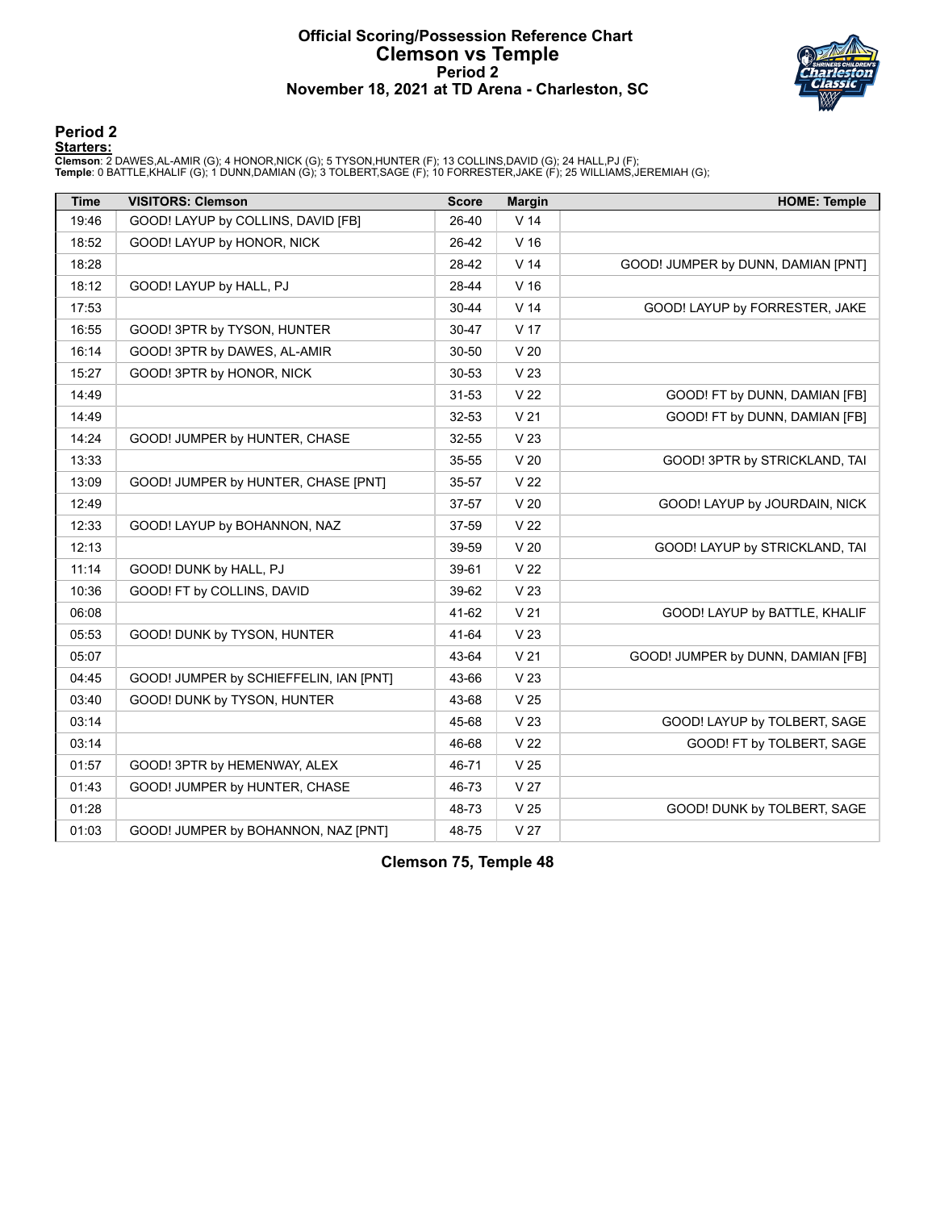# Official Scoring/Possession Reference Chart
# Clemson vs Temple
## Period 2
## November 18, 2021 at TD Arena - Charleston, SC

### Period 2

**Starters:**

**Clemson**: 2 DAWES,AL-AMIR (G); 4 HONOR,NICK (G); 5 TYSON,HUNTER (F); 13 COLLINS,DAVID (G); 24 HALL,PJ (F);
**Temple**: 0 BATTLE,KHALIF (G); 1 DUNN,DAMIAN (G); 3 TOLBERT,SAGE (F); 10 FORRESTER,JAKE (F); 25 WILLIAMS,JEREMIAH (G);

| Time | VISITORS: Clemson | Score | Margin | HOME: Temple |
|---|---|---|---|---|
| 19:46 | GOOD! LAYUP by COLLINS, DAVID [FB] | 26-40 | V 14 | |
| 18:52 | GOOD! LAYUP by HONOR, NICK | 26-42 | V 16 | |
| 18:28 | | 28-42 | V 14 | GOOD! JUMPER by DUNN, DAMIAN [PNT] |
| 18:12 | GOOD! LAYUP by HALL, PJ | 28-44 | V 16 | |
| 17:53 | | 30-44 | V 14 | GOOD! LAYUP by FORRESTER, JAKE |
| 16:55 | GOOD! 3PTR by TYSON, HUNTER | 30-47 | V 17 | |
| 16:14 | GOOD! 3PTR by DAWES, AL-AMIR | 30-50 | V 20 | |
| 15:27 | GOOD! 3PTR by HONOR, NICK | 30-53 | V 23 | |
| 14:49 | | 31-53 | V 22 | GOOD! FT by DUNN, DAMIAN [FB] |
| 14:49 | | 32-53 | V 21 | GOOD! FT by DUNN, DAMIAN [FB] |
| 14:24 | GOOD! JUMPER by HUNTER, CHASE | 32-55 | V 23 | |
| 13:33 | | 35-55 | V 20 | GOOD! 3PTR by STRICKLAND, TAI |
| 13:09 | GOOD! JUMPER by HUNTER, CHASE [PNT] | 35-57 | V 22 | |
| 12:49 | | 37-57 | V 20 | GOOD! LAYUP by JOURDAIN, NICK |
| 12:33 | GOOD! LAYUP by BOHANNON, NAZ | 37-59 | V 22 | |
| 12:13 | | 39-59 | V 20 | GOOD! LAYUP by STRICKLAND, TAI |
| 11:14 | GOOD! DUNK by HALL, PJ | 39-61 | V 22 | |
| 10:36 | GOOD! FT by COLLINS, DAVID | 39-62 | V 23 | |
| 06:08 | | 41-62 | V 21 | GOOD! LAYUP by BATTLE, KHALIF |
| 05:53 | GOOD! DUNK by TYSON, HUNTER | 41-64 | V 23 | |
| 05:07 | | 43-64 | V 21 | GOOD! JUMPER by DUNN, DAMIAN [FB] |
| 04:45 | GOOD! JUMPER by SCHIEFFELIN, IAN [PNT] | 43-66 | V 23 | |
| 03:40 | GOOD! DUNK by TYSON, HUNTER | 43-68 | V 25 | |
| 03:14 | | 45-68 | V 23 | GOOD! LAYUP by TOLBERT, SAGE |
| 03:14 | | 46-68 | V 22 | GOOD! FT by TOLBERT, SAGE |
| 01:57 | GOOD! 3PTR by HEMENWAY, ALEX | 46-71 | V 25 | |
| 01:43 | GOOD! JUMPER by HUNTER, CHASE | 46-73 | V 27 | |
| 01:28 | | 48-73 | V 25 | GOOD! DUNK by TOLBERT, SAGE |
| 01:03 | GOOD! JUMPER by BOHANNON, NAZ [PNT] | 48-75 | V 27 | |

**Clemson 75, Temple 48**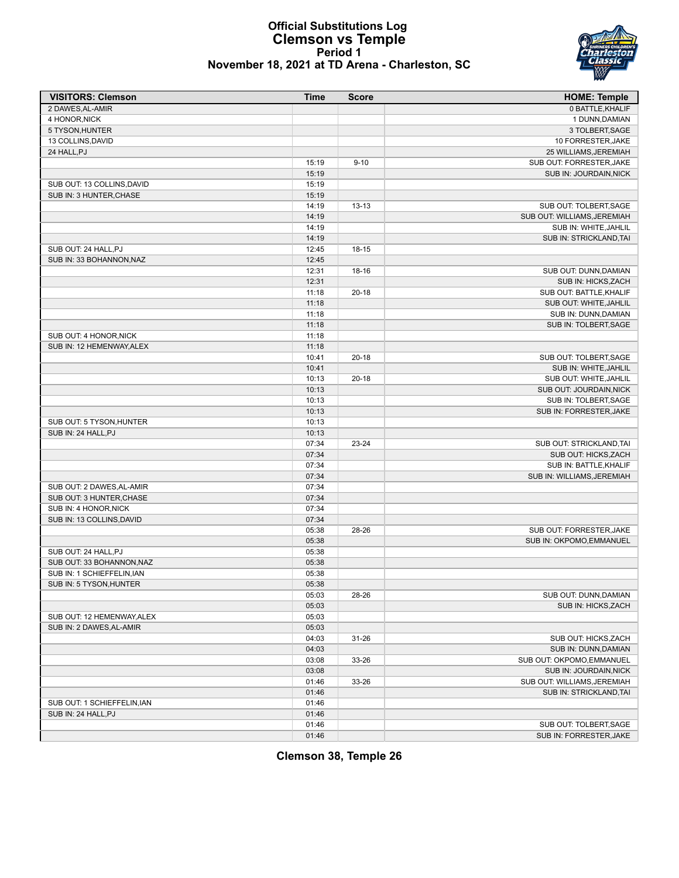# Official Substitutions Log
## Clemson vs Temple
### Period 1
### November 18, 2021 at TD Arena - Charleston, SC

| VISITORS: Clemson | Time | Score | HOME: Temple |
|---|---|---|---|
| 2 DAWES,AL-AMIR | | | 0 BATTLE,KHALIF |
| 4 HONOR,NICK | | | 1 DUNN,DAMIAN |
| 5 TYSON,HUNTER | | | 3 TOLBERT,SAGE |
| 13 COLLINS,DAVID | | | 10 FORRESTER,JAKE |
| 24 HALL,PJ | | | 25 WILLIAMS,JEREMIAH |
| | 15:19 | 9-10 | SUB OUT: FORRESTER,JAKE |
| | 15:19 | | SUB IN: JOURDAIN,NICK |
| SUB OUT: 13 COLLINS,DAVID | 15:19 | | |
| SUB IN: 3 HUNTER,CHASE | 15:19 | | |
| | 14:19 | 13-13 | SUB OUT: TOLBERT,SAGE |
| | 14:19 | | SUB OUT: WILLIAMS,JEREMIAH |
| | 14:19 | | SUB IN: WHITE,JAHLIL |
| | 14:19 | | SUB IN: STRICKLAND,TAI |
| SUB OUT: 24 HALL,PJ | 12:45 | 18-15 | |
| SUB IN: 33 BOHANNON,NAZ | 12:45 | | |
| | 12:31 | 18-16 | SUB OUT: DUNN,DAMIAN |
| | 12:31 | | SUB IN: HICKS,ZACH |
| | 11:18 | 20-18 | SUB OUT: BATTLE,KHALIF |
| | 11:18 | | SUB OUT: WHITE,JAHLIL |
| | 11:18 | | SUB IN: DUNN,DAMIAN |
| | 11:18 | | SUB IN: TOLBERT,SAGE |
| SUB OUT: 4 HONOR,NICK | 11:18 | | |
| SUB IN: 12 HEMENWAY,ALEX | 11:18 | | |
| | 10:41 | 20-18 | SUB OUT: TOLBERT,SAGE |
| | 10:41 | | SUB IN: WHITE,JAHLIL |
| | 10:13 | 20-18 | SUB OUT: WHITE,JAHLIL |
| | 10:13 | | SUB OUT: JOURDAIN,NICK |
| | 10:13 | | SUB IN: TOLBERT,SAGE |
| | 10:13 | | SUB IN: FORRESTER,JAKE |
| SUB OUT: 5 TYSON,HUNTER | 10:13 | | |
| SUB IN: 24 HALL,PJ | 10:13 | | |
| | 07:34 | 23-24 | SUB OUT: STRICKLAND,TAI |
| | 07:34 | | SUB OUT: HICKS,ZACH |
| | 07:34 | | SUB IN: BATTLE,KHALIF |
| | 07:34 | | SUB IN: WILLIAMS,JEREMIAH |
| SUB OUT: 2 DAWES,AL-AMIR | 07:34 | | |
| SUB OUT: 3 HUNTER,CHASE | 07:34 | | |
| SUB IN: 4 HONOR,NICK | 07:34 | | |
| SUB IN: 13 COLLINS,DAVID | 07:34 | | |
| | 05:38 | 28-26 | SUB OUT: FORRESTER,JAKE |
| | 05:38 | | SUB IN: OKPOMO,EMMANUEL |
| SUB OUT: 24 HALL,PJ | 05:38 | | |
| SUB OUT: 33 BOHANNON,NAZ | 05:38 | | |
| SUB IN: 1 SCHIEFFELIN,IAN | 05:38 | | |
| SUB IN: 5 TYSON,HUNTER | 05:38 | | |
| | 05:03 | 28-26 | SUB OUT: DUNN,DAMIAN |
| | 05:03 | | SUB IN: HICKS,ZACH |
| SUB OUT: 12 HEMENWAY,ALEX | 05:03 | | |
| SUB IN: 2 DAWES,AL-AMIR | 05:03 | | |
| | 04:03 | 31-26 | SUB OUT: HICKS,ZACH |
| | 04:03 | | SUB IN: DUNN,DAMIAN |
| | 03:08 | 33-26 | SUB OUT: OKPOMO,EMMANUEL |
| | 03:08 | | SUB IN: JOURDAIN,NICK |
| | 01:46 | 33-26 | SUB OUT: WILLIAMS,JEREMIAH |
| | 01:46 | | SUB IN: STRICKLAND,TAI |
| SUB OUT: 1 SCHIEFFELIN,IAN | 01:46 | | |
| SUB IN: 24 HALL,PJ | 01:46 | | |
| | 01:46 | | SUB OUT: TOLBERT,SAGE |
| | 01:46 | | SUB IN: FORRESTER,JAKE |

**Clemson 38, Temple 26**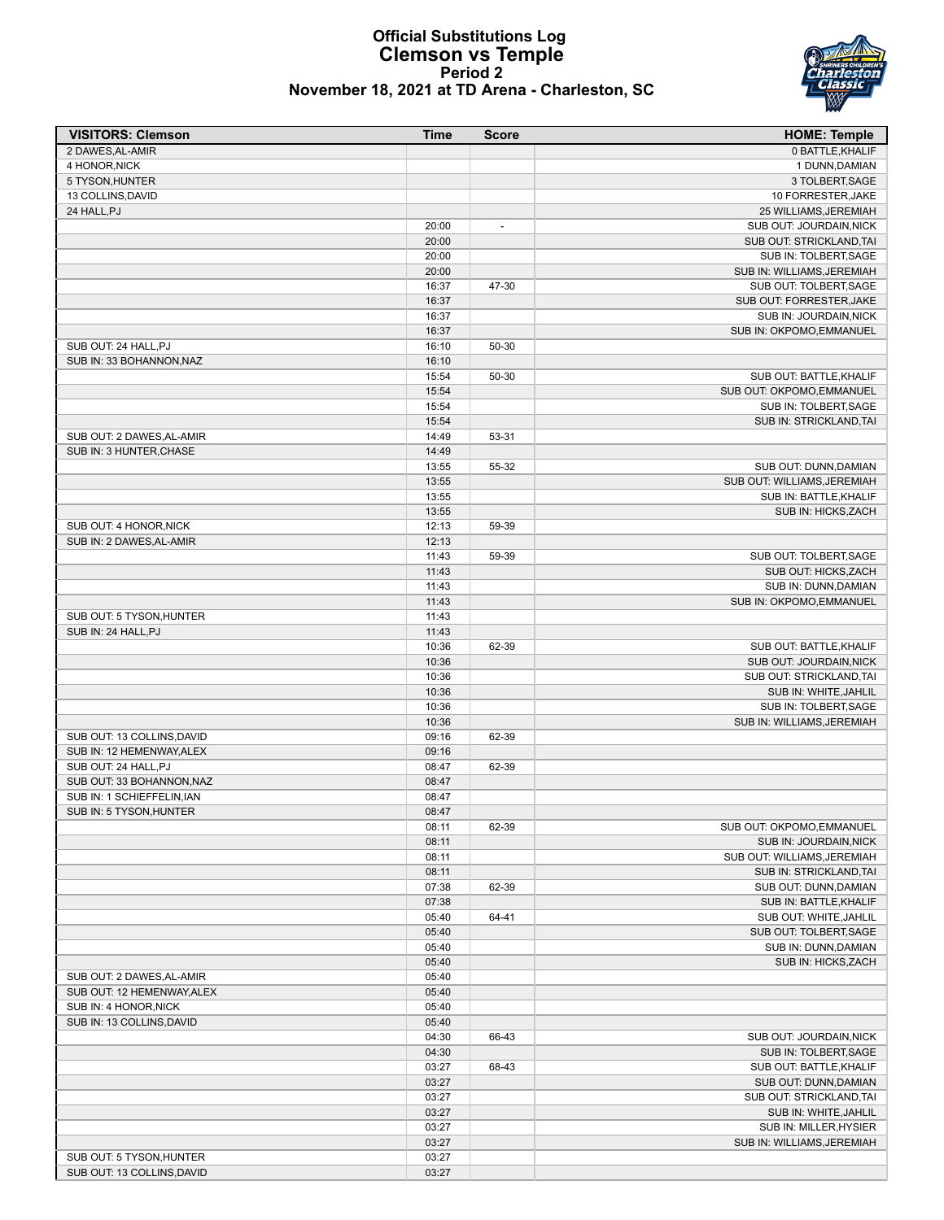# Official Substitutions Log
## Clemson vs Temple
### Period 2
### November 18, 2021 at TD Arena - Charleston, SC

| VISITORS: Clemson | Time | Score | HOME: Temple |
|---|---|---|---|
| 2 DAWES,AL-AMIR | | | 0 BATTLE,KHALIF |
| 4 HONOR,NICK | | | 1 DUNN,DAMIAN |
| 5 TYSON,HUNTER | | | 3 TOLBERT,SAGE |
| 13 COLLINS,DAVID | | | 10 FORRESTER,JAKE |
| 24 HALL,PJ | | | 25 WILLIAMS,JEREMIAH |
| | 20:00 | - | SUB OUT: JOURDAIN,NICK |
| | 20:00 | | SUB OUT: STRICKLAND,TAI |
| | 20:00 | | SUB IN: TOLBERT,SAGE |
| | 20:00 | | SUB IN: WILLIAMS,JEREMIAH |
| | 16:37 | 47-30 | SUB OUT: TOLBERT,SAGE |
| | 16:37 | | SUB OUT: FORRESTER,JAKE |
| | 16:37 | | SUB IN: JOURDAIN,NICK |
| | 16:37 | | SUB IN: OKPOMO,EMMANUEL |
| SUB OUT: 24 HALL,PJ | 16:10 | 50-30 | |
| SUB IN: 33 BOHANNON,NAZ | 16:10 | | |
| | 15:54 | 50-30 | SUB OUT: BATTLE,KHALIF |
| | 15:54 | | SUB OUT: OKPOMO,EMMANUEL |
| | 15:54 | | SUB IN: TOLBERT,SAGE |
| | 15:54 | | SUB IN: STRICKLAND,TAI |
| SUB OUT: 2 DAWES,AL-AMIR | 14:49 | 53-31 | |
| SUB IN: 3 HUNTER,CHASE | 14:49 | | |
| | 13:55 | 55-32 | SUB OUT: DUNN,DAMIAN |
| | 13:55 | | SUB OUT: WILLIAMS,JEREMIAH |
| | 13:55 | | SUB IN: BATTLE,KHALIF |
| | 13:55 | | SUB IN: HICKS,ZACH |
| SUB OUT: 4 HONOR,NICK | 12:13 | 59-39 | |
| SUB IN: 2 DAWES,AL-AMIR | 12:13 | | |
| | 11:43 | 59-39 | SUB OUT: TOLBERT,SAGE |
| | 11:43 | | SUB OUT: HICKS,ZACH |
| | 11:43 | | SUB IN: DUNN,DAMIAN |
| | 11:43 | | SUB IN: OKPOMO,EMMANUEL |
| SUB OUT: 5 TYSON,HUNTER | 11:43 | | |
| SUB IN: 24 HALL,PJ | 11:43 | | |
| | 10:36 | 62-39 | SUB OUT: BATTLE,KHALIF |
| | 10:36 | | SUB OUT: JOURDAIN,NICK |
| | 10:36 | | SUB OUT: STRICKLAND,TAI |
| | 10:36 | | SUB IN: WHITE,JAHLIL |
| | 10:36 | | SUB IN: TOLBERT,SAGE |
| | 10:36 | | SUB IN: WILLIAMS,JEREMIAH |
| SUB OUT: 13 COLLINS,DAVID | 09:16 | 62-39 | |
| SUB IN: 12 HEMENWAY,ALEX | 09:16 | | |
| SUB OUT: 24 HALL,PJ | 08:47 | 62-39 | |
| SUB OUT: 33 BOHANNON,NAZ | 08:47 | | |
| SUB IN: 1 SCHIEFFELIN,IAN | 08:47 | | |
| SUB IN: 5 TYSON,HUNTER | 08:47 | | |
| | 08:11 | 62-39 | SUB OUT: OKPOMO,EMMANUEL |
| | 08:11 | | SUB IN: JOURDAIN,NICK |
| | 08:11 | | SUB OUT: WILLIAMS,JEREMIAH |
| | 08:11 | | SUB IN: STRICKLAND,TAI |
| | 07:38 | 62-39 | SUB OUT: DUNN,DAMIAN |
| | 07:38 | | SUB IN: BATTLE,KHALIF |
| | 05:40 | 64-41 | SUB OUT: WHITE,JAHLIL |
| | 05:40 | | SUB OUT: TOLBERT,SAGE |
| | 05:40 | | SUB IN: DUNN,DAMIAN |
| | 05:40 | | SUB IN: HICKS,ZACH |
| SUB OUT: 2 DAWES,AL-AMIR | 05:40 | | |
| SUB OUT: 12 HEMENWAY,ALEX | 05:40 | | |
| SUB IN: 4 HONOR,NICK | 05:40 | | |
| SUB IN: 13 COLLINS,DAVID | 05:40 | | |
| | 04:30 | 66-43 | SUB OUT: JOURDAIN,NICK |
| | 04:30 | | SUB IN: TOLBERT,SAGE |
| | 03:27 | 68-43 | SUB OUT: BATTLE,KHALIF |
| | 03:27 | | SUB OUT: DUNN,DAMIAN |
| | 03:27 | | SUB OUT: STRICKLAND,TAI |
| | 03:27 | | SUB IN: WHITE,JAHLIL |
| | 03:27 | | SUB IN: MILLER,HYSIER |
| | 03:27 | | SUB IN: WILLIAMS,JEREMIAH |
| SUB OUT: 5 TYSON,HUNTER | 03:27 | | |
| SUB OUT: 13 COLLINS,DAVID | 03:27 | | |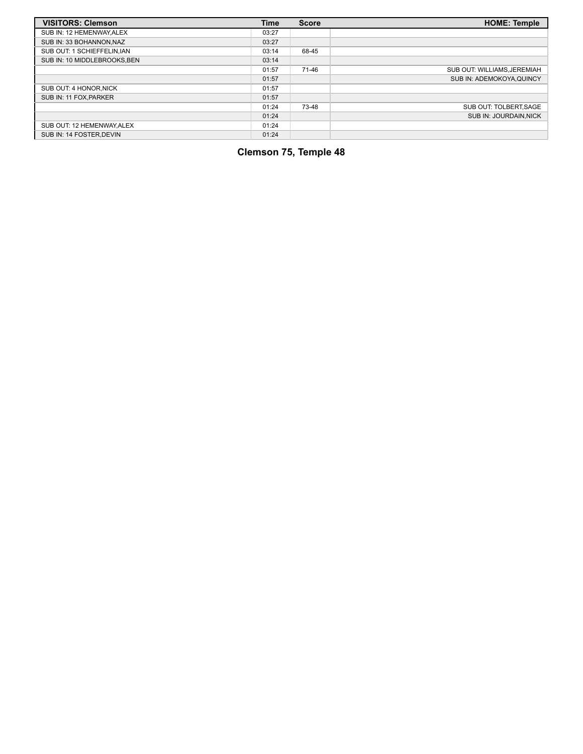| VISITORS: Clemson | Time | Score | HOME: Temple |
|---|---|---|---|
| SUB IN: 12 HEMENWAY,ALEX | 03:27 | | |
| SUB IN: 33 BOHANNON,NAZ | 03:27 | | |
| SUB OUT: 1 SCHIEFFELIN,IAN | 03:14 | 68-45 | |
| SUB IN: 10 MIDDLEBROOKS,BEN | 03:14 | | |
| | 01:57 | 71-46 | SUB OUT: WILLIAMS,JEREMIAH |
| | 01:57 | | SUB IN: ADEMOKOYA,QUINCY |
| SUB OUT: 4 HONOR,NICK | 01:57 | | |
| SUB IN: 11 FOX,PARKER | 01:57 | | |
| | 01:24 | 73-48 | SUB OUT: TOLBERT,SAGE |
| | 01:24 | | SUB IN: JOURDAIN,NICK |
| SUB OUT: 12 HEMENWAY,ALEX | 01:24 | | |
| SUB IN: 14 FOSTER,DEVIN | 01:24 | | |

**Clemson 75, Temple 48**